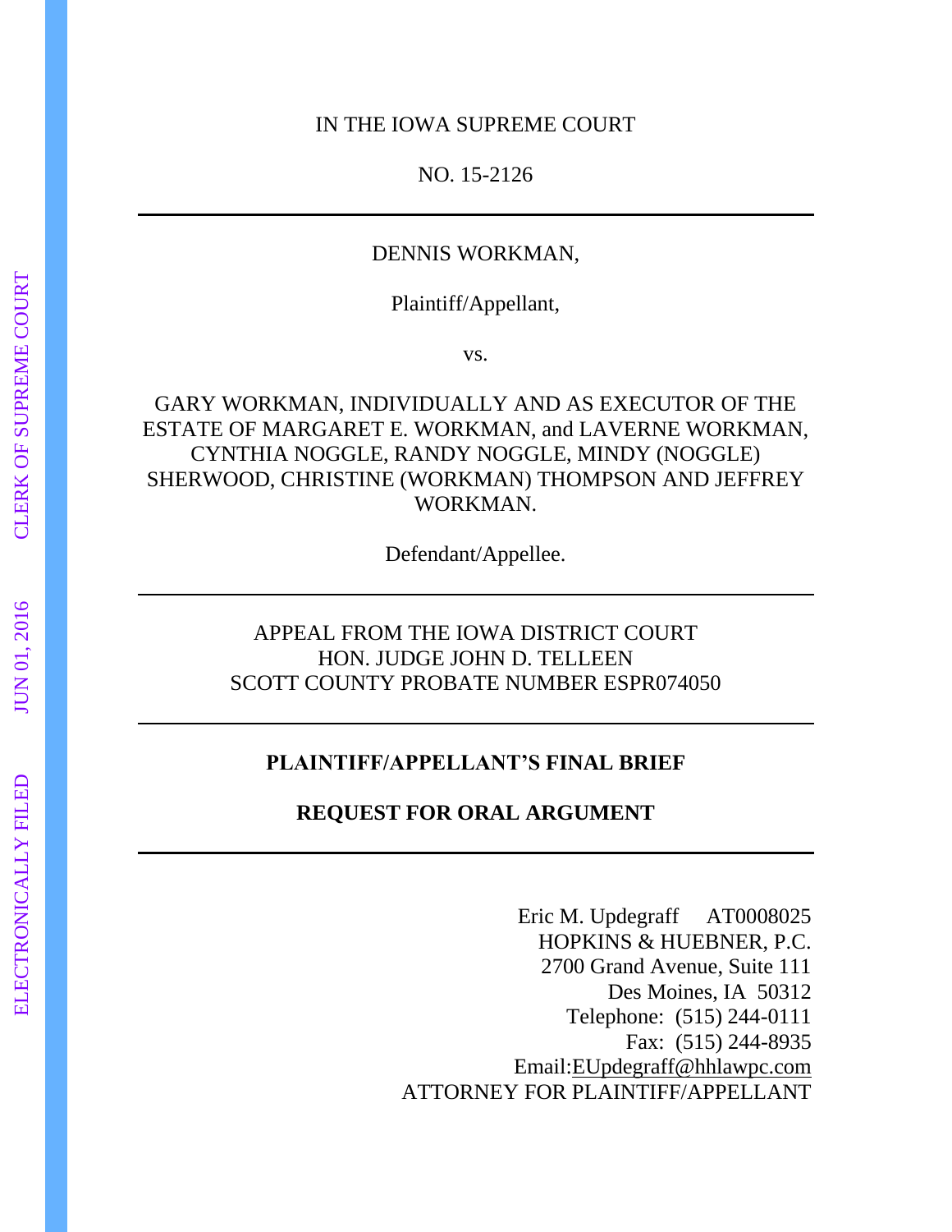IN THE IOWA SUPREME COURT

NO. 15-2126

---

DENNIS WORKMAN,

Plaintiff/Appellant,

vs.

GARY WORKMAN, INDIVIDUALLY AND AS EXECUTOR OF THE ESTATE OF MARGARET E. WORKMAN, and LAVERNE WORKMAN, CYNTHIA NOGGLE, RANDY NOGGLE, MINDY (NOGGLE) SHERWOOD, CHRISTINE (WORKMAN) THOMPSON AND JEFFREY WORKMAN.

Defendant/Appellee.

---

APPEAL FROM THE IOWA DISTRICT COURT
HON. JUDGE JOHN D. TELLEEN
SCOTT COUNTY PROBATE NUMBER ESPR074050

---

**PLAINTIFF/APPELLANT'S FINAL BRIEF**

**REQUEST FOR ORAL ARGUMENT**

---

Eric M. Updegraff AT0008025
HOPKINS & HUEBNER, P.C.
2700 Grand Avenue, Suite 111
Des Moines, IA 50312
Telephone: (515) 244-0111
Fax: (515) 244-8935
Email:EUpdegraff@hhlawpc.com
ATTORNEY FOR PLAINTIFF/APPELLANT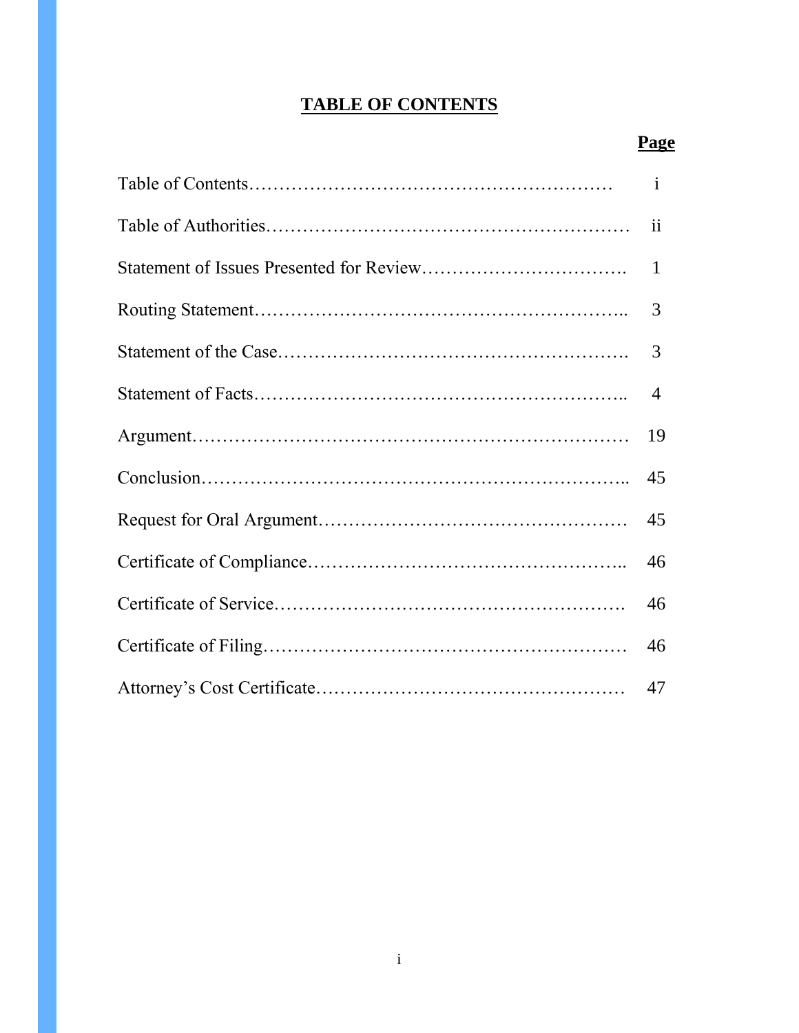## TABLE OF CONTENTS

| | **Page** |
|---|---|
| Table of Contents | i |
| Table of Authorities | ii |
| Statement of Issues Presented for Review | 1 |
| Routing Statement | 3 |
| Statement of the Case | 3 |
| Statement of Facts | 4 |
| Argument | 19 |
| Conclusion | 45 |
| Request for Oral Argument | 45 |
| Certificate of Compliance | 46 |
| Certificate of Service | 46 |
| Certificate of Filing | 46 |
| Attorney's Cost Certificate | 47 |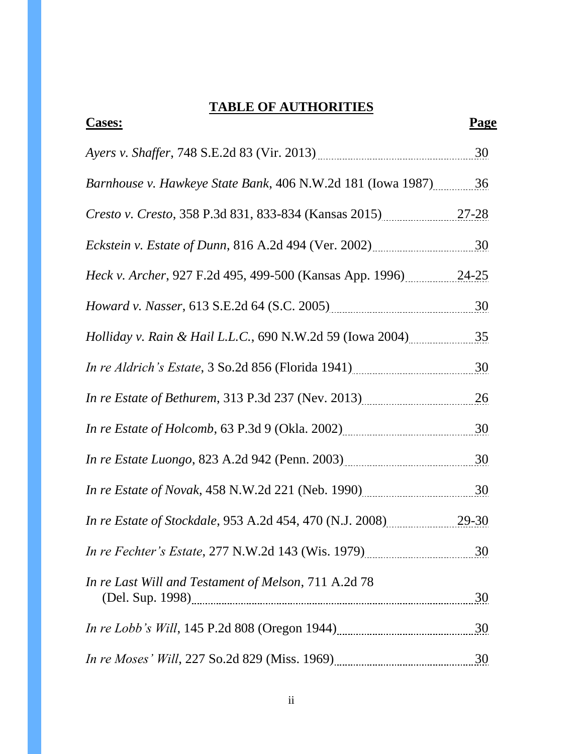## TABLE OF AUTHORITIES

| **Cases:** | **Page** |
|---|---|
| *Ayers v. Shaffer*, 748 S.E.2d 83 (Vir. 2013) | 30 |
| *Barnhouse v. Hawkeye State Bank*, 406 N.W.2d 181 (Iowa 1987) | 36 |
| *Cresto v. Cresto*, 358 P.3d 831, 833-834 (Kansas 2015) | 27-28 |
| *Eckstein v. Estate of Dunn*, 816 A.2d 494 (Ver. 2002) | 30 |
| *Heck v. Archer*, 927 F.2d 495, 499-500 (Kansas App. 1996) | 24-25 |
| *Howard v. Nasser*, 613 S.E.2d 64 (S.C. 2005) | 30 |
| *Holliday v. Rain & Hail L.L.C.*, 690 N.W.2d 59 (Iowa 2004) | 35 |
| *In re Aldrich's Estate*, 3 So.2d 856 (Florida 1941) | 30 |
| *In re Estate of Bethurem*, 313 P.3d 237 (Nev. 2013) | 26 |
| *In re Estate of Holcomb*, 63 P.3d 9 (Okla. 2002) | 30 |
| *In re Estate Luongo*, 823 A.2d 942 (Penn. 2003) | 30 |
| *In re Estate of Novak*, 458 N.W.2d 221 (Neb. 1990) | 30 |
| *In re Estate of Stockdale*, 953 A.2d 454, 470 (N.J. 2008) | 29-30 |
| *In re Fechter's Estate*, 277 N.W.2d 143 (Wis. 1979) | 30 |
| *In re Last Will and Testament of Melson*, 711 A.2d 78 (Del. Sup. 1998) | 30 |
| *In re Lobb's Will*, 145 P.2d 808 (Oregon 1944) | 30 |
| *In re Moses' Will*, 227 So.2d 829 (Miss. 1969) | 30 |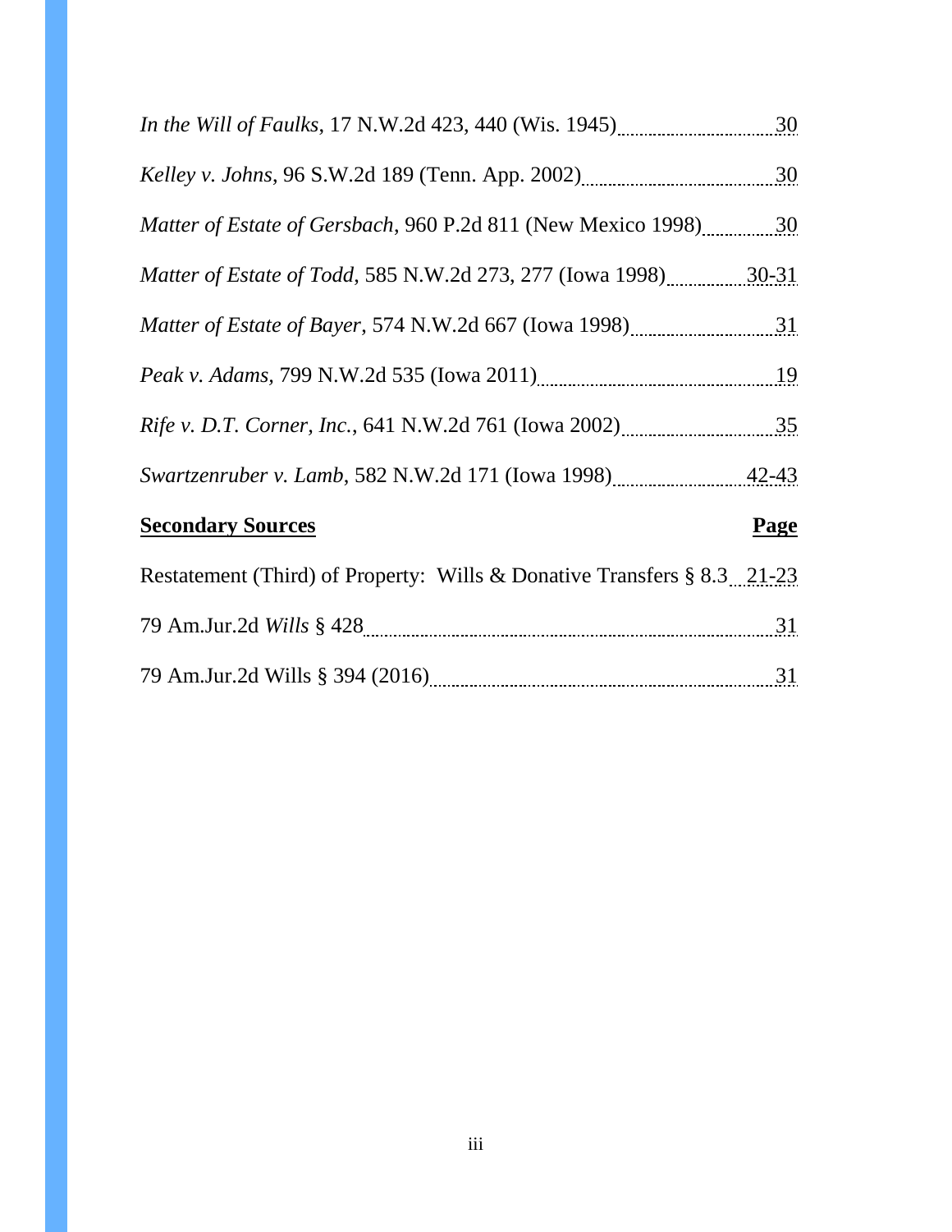| | |
|---|---|
| *In the Will of Faulks*, 17 N.W.2d 423, 440 (Wis. 1945) | 30 |
| *Kelley v. Johns*, 96 S.W.2d 189 (Tenn. App. 2002) | 30 |
| *Matter of Estate of Gersbach*, 960 P.2d 811 (New Mexico 1998) | 30 |
| *Matter of Estate of Todd*, 585 N.W.2d 273, 277 (Iowa 1998) | 30-31 |
| *Matter of Estate of Bayer*, 574 N.W.2d 667 (Iowa 1998) | 31 |
| *Peak v. Adams*, 799 N.W.2d 535 (Iowa 2011) | 19 |
| *Rife v. D.T. Corner, Inc.*, 641 N.W.2d 761 (Iowa 2002) | 35 |
| *Swartzenruber v. Lamb*, 582 N.W.2d 171 (Iowa 1998) | 42-43 |

| **Secondary Sources** | **Page** |
|---|---|
| Restatement (Third) of Property: Wills & Donative Transfers § 8.3 | 21-23 |
| 79 Am.Jur.2d *Wills* § 428 | 31 |
| 79 Am.Jur.2d Wills § 394 (2016) | 31 |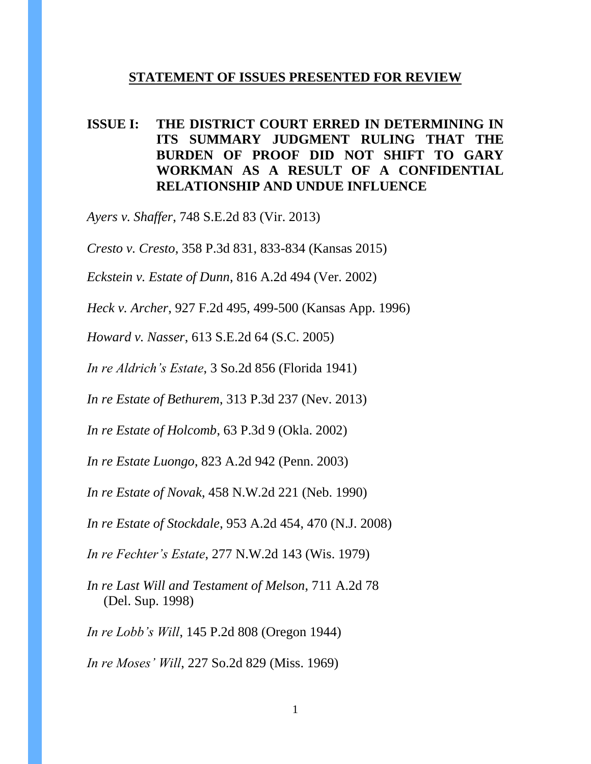## STATEMENT OF ISSUES PRESENTED FOR REVIEW

**ISSUE I: THE DISTRICT COURT ERRED IN DETERMINING IN ITS SUMMARY JUDGMENT RULING THAT THE BURDEN OF PROOF DID NOT SHIFT TO GARY WORKMAN AS A RESULT OF A CONFIDENTIAL RELATIONSHIP AND UNDUE INFLUENCE**

*Ayers v. Shaffer*, 748 S.E.2d 83 (Vir. 2013)

*Cresto v. Cresto*, 358 P.3d 831, 833-834 (Kansas 2015)

*Eckstein v. Estate of Dunn*, 816 A.2d 494 (Ver. 2002)

*Heck v. Archer*, 927 F.2d 495, 499-500 (Kansas App. 1996)

*Howard v. Nasser*, 613 S.E.2d 64 (S.C. 2005)

*In re Aldrich's Estate*, 3 So.2d 856 (Florida 1941)

*In re Estate of Bethurem*, 313 P.3d 237 (Nev. 2013)

*In re Estate of Holcomb*, 63 P.3d 9 (Okla. 2002)

*In re Estate Luongo*, 823 A.2d 942 (Penn. 2003)

*In re Estate of Novak*, 458 N.W.2d 221 (Neb. 1990)

*In re Estate of Stockdale*, 953 A.2d 454, 470 (N.J. 2008)

*In re Fechter's Estate*, 277 N.W.2d 143 (Wis. 1979)

*In re Last Will and Testament of Melson*, 711 A.2d 78 (Del. Sup. 1998)

*In re Lobb's Will*, 145 P.2d 808 (Oregon 1944)

*In re Moses' Will*, 227 So.2d 829 (Miss. 1969)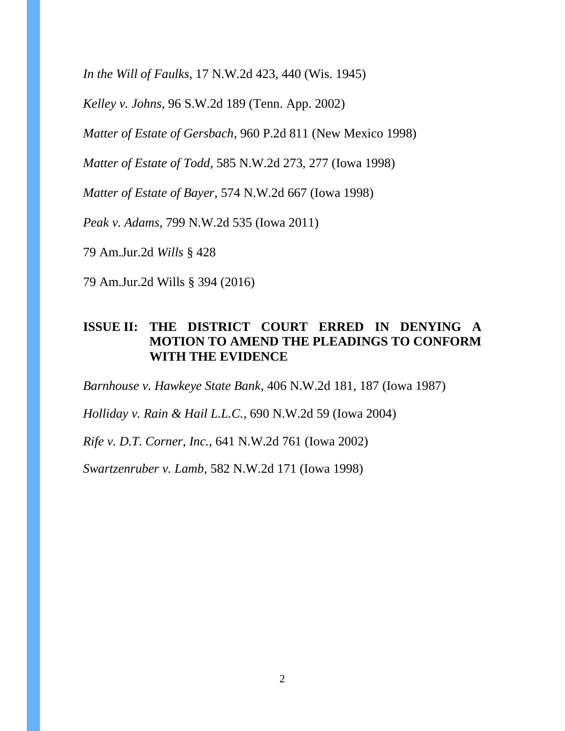*In the Will of Faulks*, 17 N.W.2d 423, 440 (Wis. 1945)

*Kelley v. Johns*, 96 S.W.2d 189 (Tenn. App. 2002)

*Matter of Estate of Gersbach*, 960 P.2d 811 (New Mexico 1998)

*Matter of Estate of Todd*, 585 N.W.2d 273, 277 (Iowa 1998)

*Matter of Estate of Bayer*, 574 N.W.2d 667 (Iowa 1998)

*Peak v. Adams,* 799 N.W.2d 535 (Iowa 2011)

79 Am.Jur.2d *Wills* § 428

79 Am.Jur.2d Wills § 394 (2016)

**ISSUE II: THE DISTRICT COURT ERRED IN DENYING A MOTION TO AMEND THE PLEADINGS TO CONFORM WITH THE EVIDENCE**

*Barnhouse v. Hawkeye State Bank*, 406 N.W.2d 181, 187 (Iowa 1987)

*Holliday v. Rain & Hail L.L.C.*, 690 N.W.2d 59 (Iowa 2004)

*Rife v. D.T. Corner, Inc.*, 641 N.W.2d 761 (Iowa 2002)

*Swartzenruber v. Lamb*, 582 N.W.2d 171 (Iowa 1998)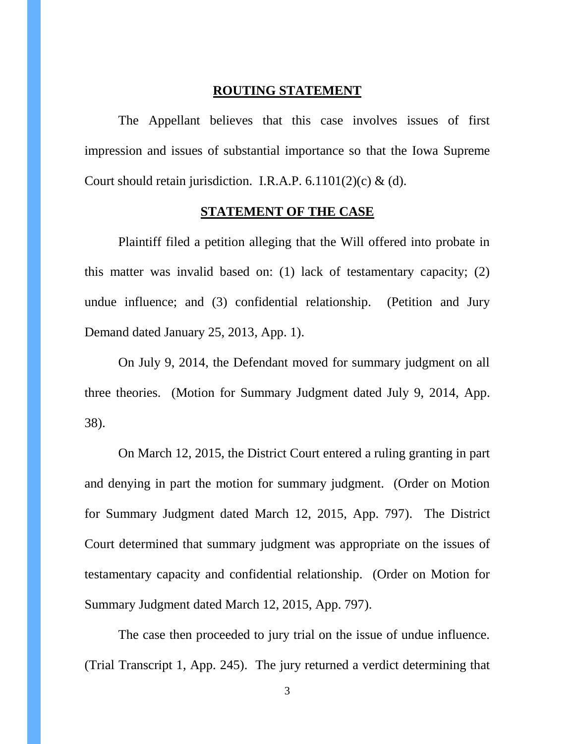## ROUTING STATEMENT

The Appellant believes that this case involves issues of first impression and issues of substantial importance so that the Iowa Supreme Court should retain jurisdiction. I.R.A.P. 6.1101(2)(c) & (d).

## STATEMENT OF THE CASE

Plaintiff filed a petition alleging that the Will offered into probate in this matter was invalid based on: (1) lack of testamentary capacity; (2) undue influence; and (3) confidential relationship. (Petition and Jury Demand dated January 25, 2013, App. 1).

On July 9, 2014, the Defendant moved for summary judgment on all three theories. (Motion for Summary Judgment dated July 9, 2014, App. 38).

On March 12, 2015, the District Court entered a ruling granting in part and denying in part the motion for summary judgment. (Order on Motion for Summary Judgment dated March 12, 2015, App. 797). The District Court determined that summary judgment was appropriate on the issues of testamentary capacity and confidential relationship. (Order on Motion for Summary Judgment dated March 12, 2015, App. 797).

The case then proceeded to jury trial on the issue of undue influence. (Trial Transcript 1, App. 245). The jury returned a verdict determining that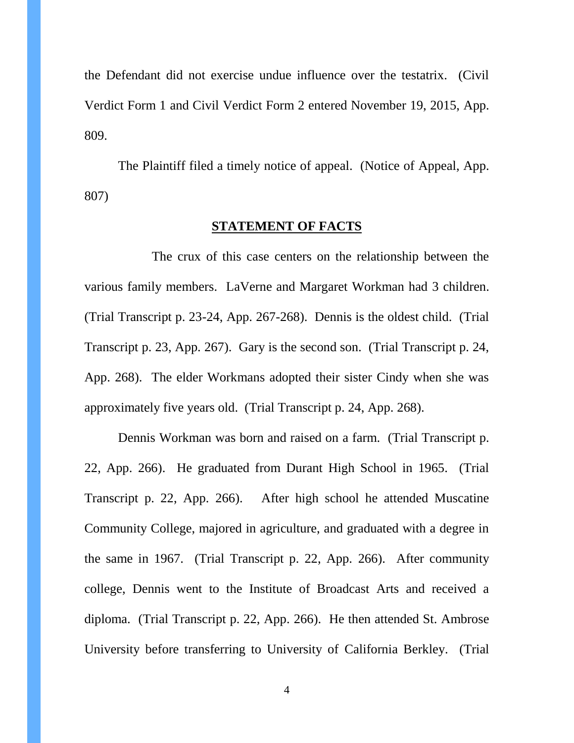the Defendant did not exercise undue influence over the testatrix. (Civil Verdict Form 1 and Civil Verdict Form 2 entered November 19, 2015, App. 809.

The Plaintiff filed a timely notice of appeal. (Notice of Appeal, App. 807)

## STATEMENT OF FACTS

The crux of this case centers on the relationship between the various family members. LaVerne and Margaret Workman had 3 children. (Trial Transcript p. 23-24, App. 267-268). Dennis is the oldest child. (Trial Transcript p. 23, App. 267). Gary is the second son. (Trial Transcript p. 24, App. 268). The elder Workmans adopted their sister Cindy when she was approximately five years old. (Trial Transcript p. 24, App. 268).

Dennis Workman was born and raised on a farm. (Trial Transcript p. 22, App. 266). He graduated from Durant High School in 1965. (Trial Transcript p. 22, App. 266). After high school he attended Muscatine Community College, majored in agriculture, and graduated with a degree in the same in 1967. (Trial Transcript p. 22, App. 266). After community college, Dennis went to the Institute of Broadcast Arts and received a diploma. (Trial Transcript p. 22, App. 266). He then attended St. Ambrose University before transferring to University of California Berkley. (Trial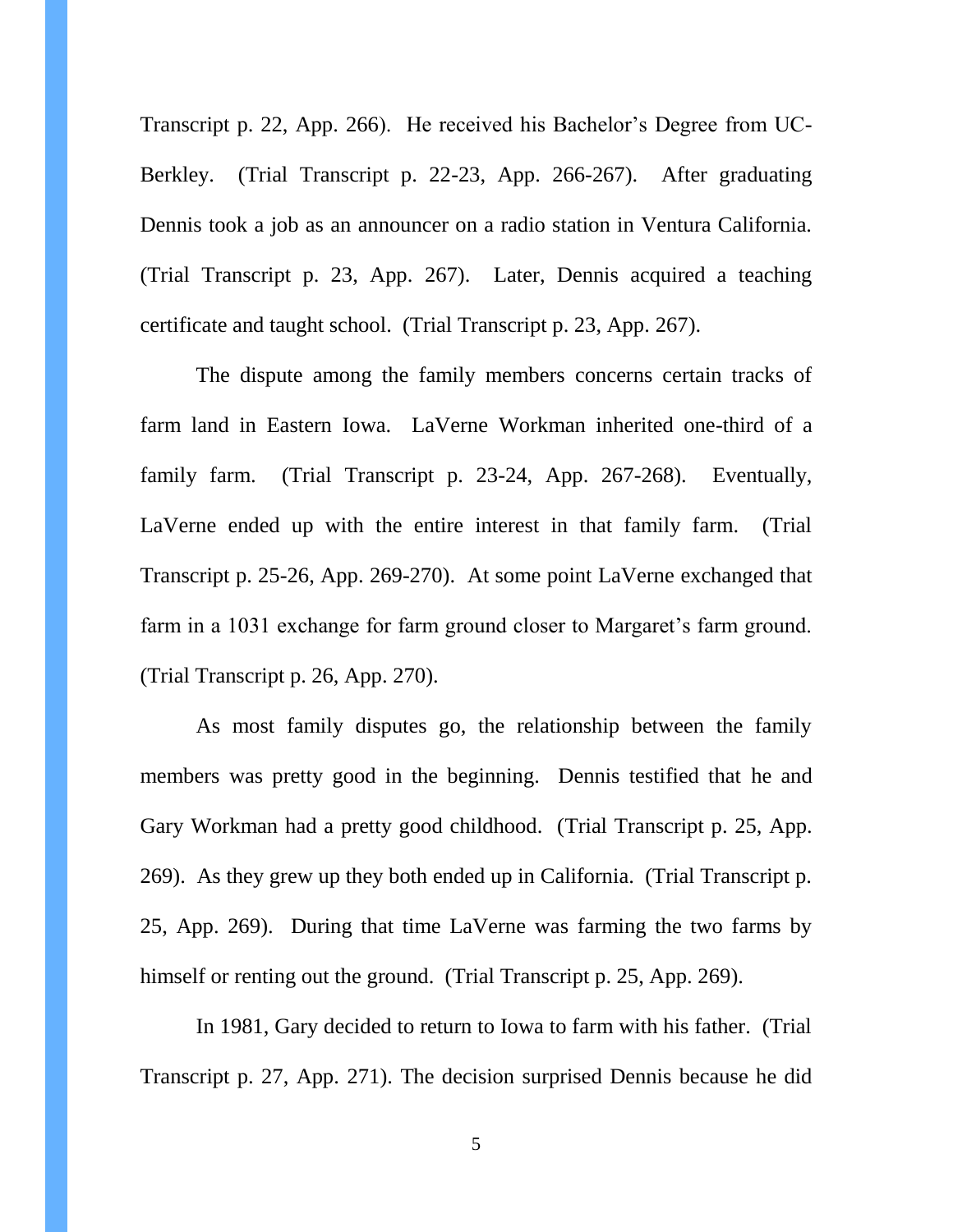Transcript p. 22, App. 266). He received his Bachelor's Degree from UC-Berkley. (Trial Transcript p. 22-23, App. 266-267). After graduating Dennis took a job as an announcer on a radio station in Ventura California. (Trial Transcript p. 23, App. 267). Later, Dennis acquired a teaching certificate and taught school. (Trial Transcript p. 23, App. 267).

The dispute among the family members concerns certain tracks of farm land in Eastern Iowa. LaVerne Workman inherited one-third of a family farm. (Trial Transcript p. 23-24, App. 267-268). Eventually, LaVerne ended up with the entire interest in that family farm. (Trial Transcript p. 25-26, App. 269-270). At some point LaVerne exchanged that farm in a 1031 exchange for farm ground closer to Margaret's farm ground. (Trial Transcript p. 26, App. 270).

As most family disputes go, the relationship between the family members was pretty good in the beginning. Dennis testified that he and Gary Workman had a pretty good childhood. (Trial Transcript p. 25, App. 269). As they grew up they both ended up in California. (Trial Transcript p. 25, App. 269). During that time LaVerne was farming the two farms by himself or renting out the ground. (Trial Transcript p. 25, App. 269).

In 1981, Gary decided to return to Iowa to farm with his father. (Trial Transcript p. 27, App. 271). The decision surprised Dennis because he did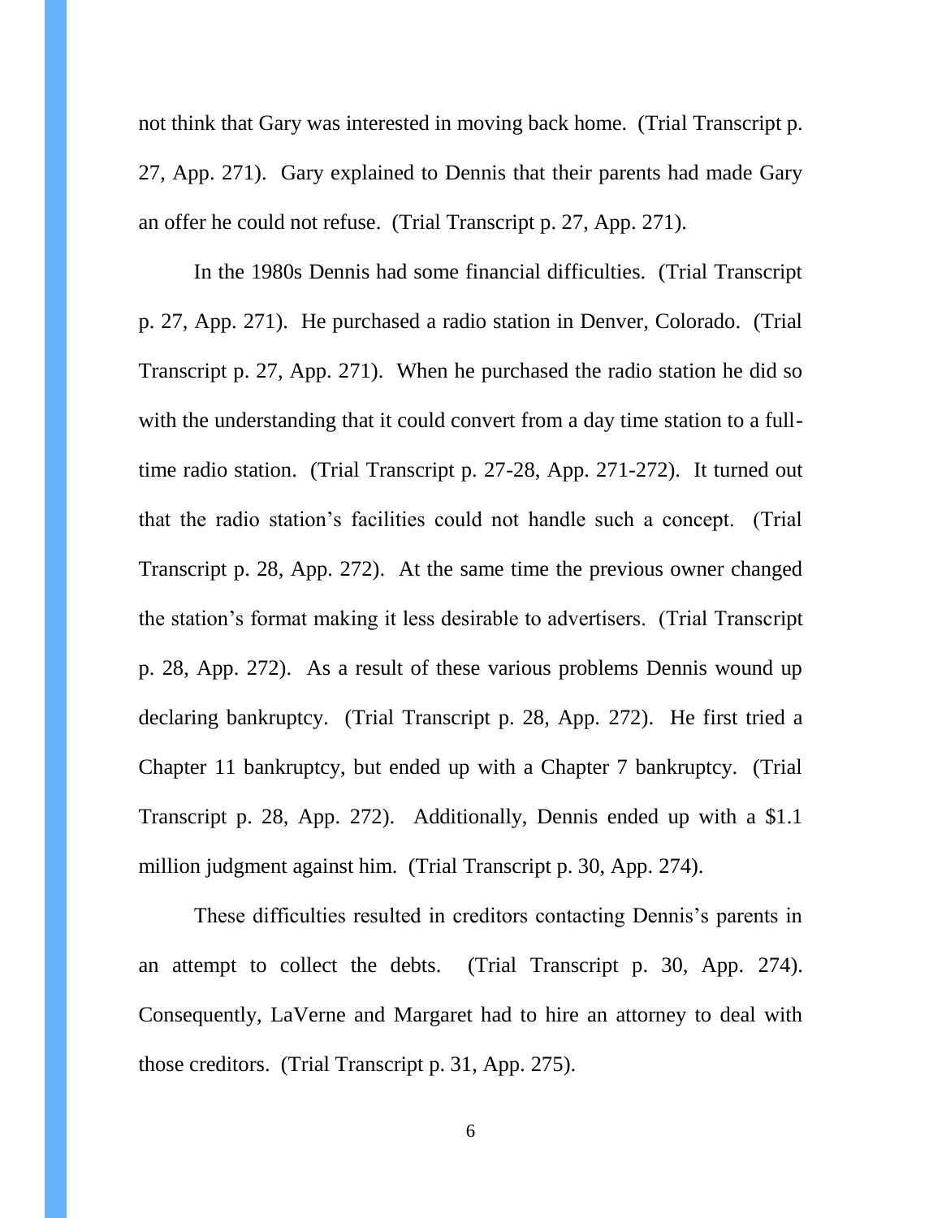not think that Gary was interested in moving back home. (Trial Transcript p. 27, App. 271). Gary explained to Dennis that their parents had made Gary an offer he could not refuse. (Trial Transcript p. 27, App. 271).

In the 1980s Dennis had some financial difficulties. (Trial Transcript p. 27, App. 271). He purchased a radio station in Denver, Colorado. (Trial Transcript p. 27, App. 271). When he purchased the radio station he did so with the understanding that it could convert from a day time station to a full-time radio station. (Trial Transcript p. 27-28, App. 271-272). It turned out that the radio station's facilities could not handle such a concept. (Trial Transcript p. 28, App. 272). At the same time the previous owner changed the station's format making it less desirable to advertisers. (Trial Transcript p. 28, App. 272). As a result of these various problems Dennis wound up declaring bankruptcy. (Trial Transcript p. 28, App. 272). He first tried a Chapter 11 bankruptcy, but ended up with a Chapter 7 bankruptcy. (Trial Transcript p. 28, App. 272). Additionally, Dennis ended up with a $1.1 million judgment against him. (Trial Transcript p. 30, App. 274).

These difficulties resulted in creditors contacting Dennis's parents in an attempt to collect the debts. (Trial Transcript p. 30, App. 274). Consequently, LaVerne and Margaret had to hire an attorney to deal with those creditors. (Trial Transcript p. 31, App. 275).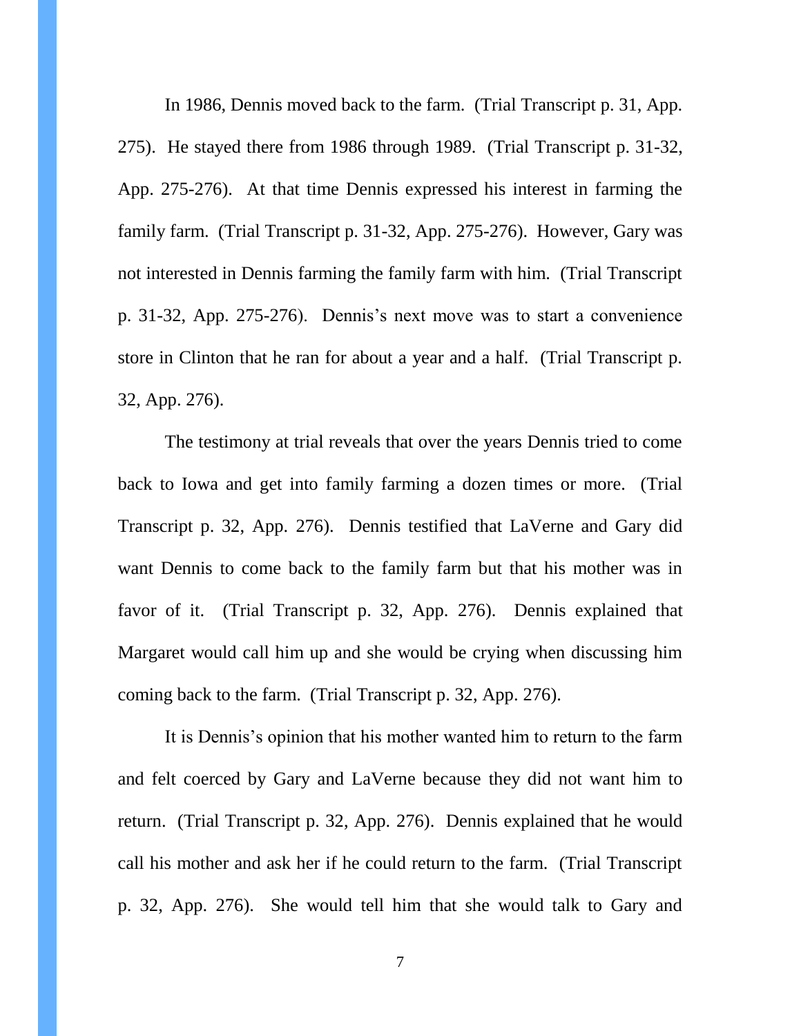In 1986, Dennis moved back to the farm. (Trial Transcript p. 31, App. 275). He stayed there from 1986 through 1989. (Trial Transcript p. 31-32, App. 275-276). At that time Dennis expressed his interest in farming the family farm. (Trial Transcript p. 31-32, App. 275-276). However, Gary was not interested in Dennis farming the family farm with him. (Trial Transcript p. 31-32, App. 275-276). Dennis's next move was to start a convenience store in Clinton that he ran for about a year and a half. (Trial Transcript p. 32, App. 276).

The testimony at trial reveals that over the years Dennis tried to come back to Iowa and get into family farming a dozen times or more. (Trial Transcript p. 32, App. 276). Dennis testified that LaVerne and Gary did want Dennis to come back to the family farm but that his mother was in favor of it. (Trial Transcript p. 32, App. 276). Dennis explained that Margaret would call him up and she would be crying when discussing him coming back to the farm. (Trial Transcript p. 32, App. 276).

It is Dennis's opinion that his mother wanted him to return to the farm and felt coerced by Gary and LaVerne because they did not want him to return. (Trial Transcript p. 32, App. 276). Dennis explained that he would call his mother and ask her if he could return to the farm. (Trial Transcript p. 32, App. 276). She would tell him that she would talk to Gary and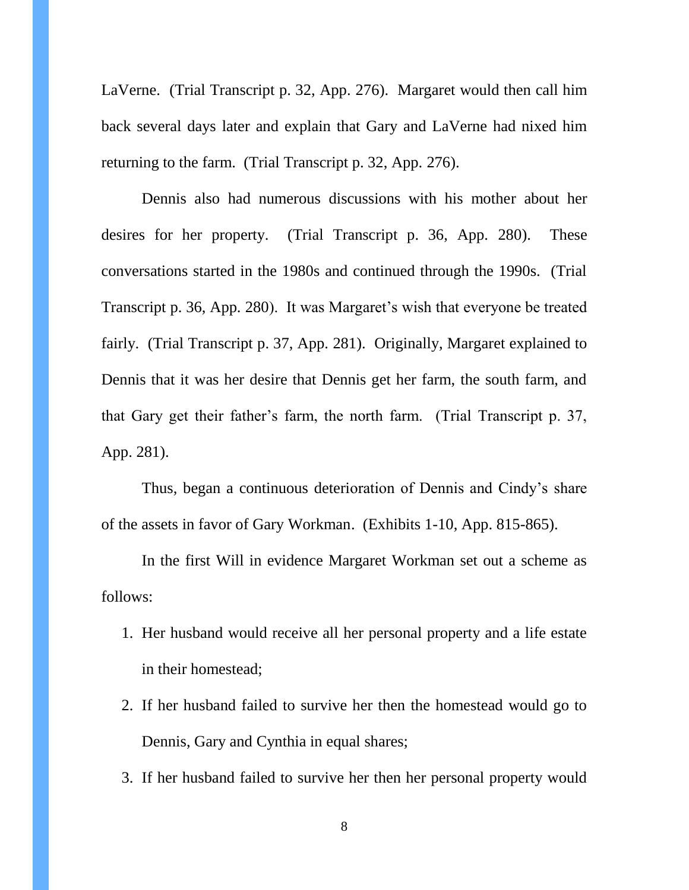LaVerne. (Trial Transcript p. 32, App. 276). Margaret would then call him back several days later and explain that Gary and LaVerne had nixed him returning to the farm. (Trial Transcript p. 32, App. 276).

Dennis also had numerous discussions with his mother about her desires for her property. (Trial Transcript p. 36, App. 280). These conversations started in the 1980s and continued through the 1990s. (Trial Transcript p. 36, App. 280). It was Margaret's wish that everyone be treated fairly. (Trial Transcript p. 37, App. 281). Originally, Margaret explained to Dennis that it was her desire that Dennis get her farm, the south farm, and that Gary get their father's farm, the north farm. (Trial Transcript p. 37, App. 281).

Thus, began a continuous deterioration of Dennis and Cindy's share of the assets in favor of Gary Workman. (Exhibits 1-10, App. 815-865).

In the first Will in evidence Margaret Workman set out a scheme as follows:

1. Her husband would receive all her personal property and a life estate in their homestead;
2. If her husband failed to survive her then the homestead would go to Dennis, Gary and Cynthia in equal shares;
3. If her husband failed to survive her then her personal property would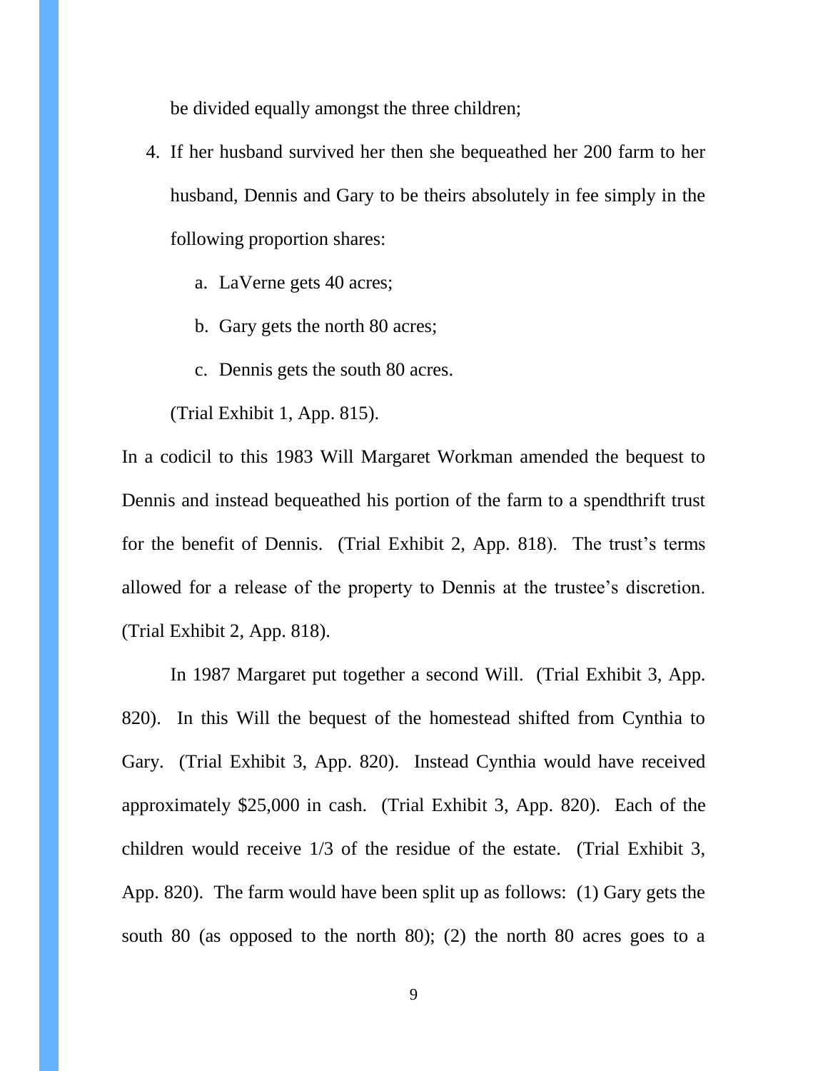be divided equally amongst the three children;

4. If her husband survived her then she bequeathed her 200 farm to her husband, Dennis and Gary to be theirs absolutely in fee simply in the following proportion shares:

    a. LaVerne gets 40 acres;

    b. Gary gets the north 80 acres;

    c. Dennis gets the south 80 acres.

    (Trial Exhibit 1, App. 815).

In a codicil to this 1983 Will Margaret Workman amended the bequest to Dennis and instead bequeathed his portion of the farm to a spendthrift trust for the benefit of Dennis. (Trial Exhibit 2, App. 818). The trust's terms allowed for a release of the property to Dennis at the trustee's discretion. (Trial Exhibit 2, App. 818).

In 1987 Margaret put together a second Will. (Trial Exhibit 3, App. 820). In this Will the bequest of the homestead shifted from Cynthia to Gary. (Trial Exhibit 3, App. 820). Instead Cynthia would have received approximately $25,000 in cash. (Trial Exhibit 3, App. 820). Each of the children would receive 1/3 of the residue of the estate. (Trial Exhibit 3, App. 820). The farm would have been split up as follows: (1) Gary gets the south 80 (as opposed to the north 80); (2) the north 80 acres goes to a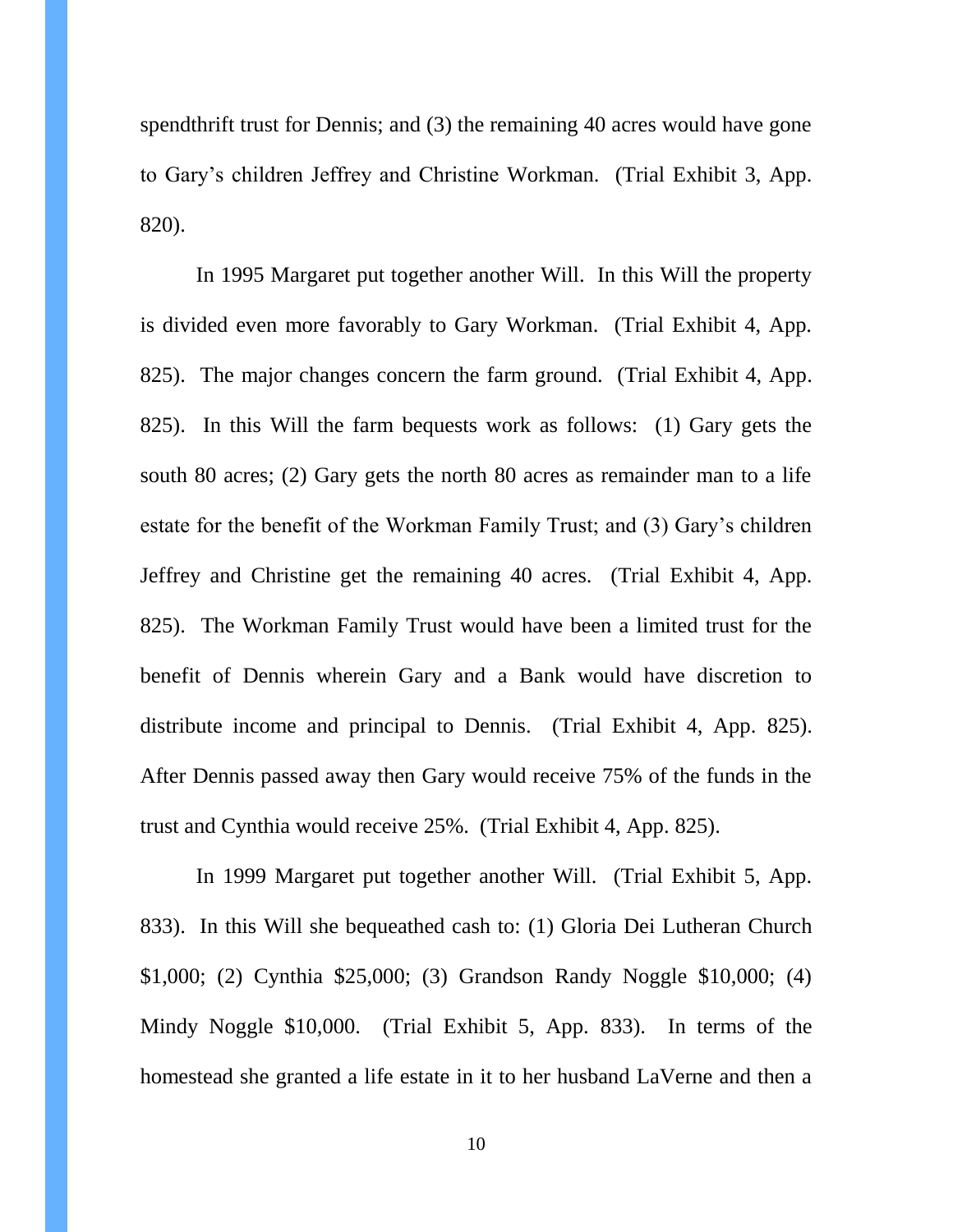spendthrift trust for Dennis; and (3) the remaining 40 acres would have gone to Gary's children Jeffrey and Christine Workman. (Trial Exhibit 3, App. 820).

In 1995 Margaret put together another Will. In this Will the property is divided even more favorably to Gary Workman. (Trial Exhibit 4, App. 825). The major changes concern the farm ground. (Trial Exhibit 4, App. 825). In this Will the farm bequests work as follows: (1) Gary gets the south 80 acres; (2) Gary gets the north 80 acres as remainder man to a life estate for the benefit of the Workman Family Trust; and (3) Gary's children Jeffrey and Christine get the remaining 40 acres. (Trial Exhibit 4, App. 825). The Workman Family Trust would have been a limited trust for the benefit of Dennis wherein Gary and a Bank would have discretion to distribute income and principal to Dennis. (Trial Exhibit 4, App. 825). After Dennis passed away then Gary would receive 75% of the funds in the trust and Cynthia would receive 25%. (Trial Exhibit 4, App. 825).

In 1999 Margaret put together another Will. (Trial Exhibit 5, App. 833). In this Will she bequeathed cash to: (1) Gloria Dei Lutheran Church \$1,000; (2) Cynthia \$25,000; (3) Grandson Randy Noggle \$10,000; (4) Mindy Noggle \$10,000. (Trial Exhibit 5, App. 833). In terms of the homestead she granted a life estate in it to her husband LaVerne and then a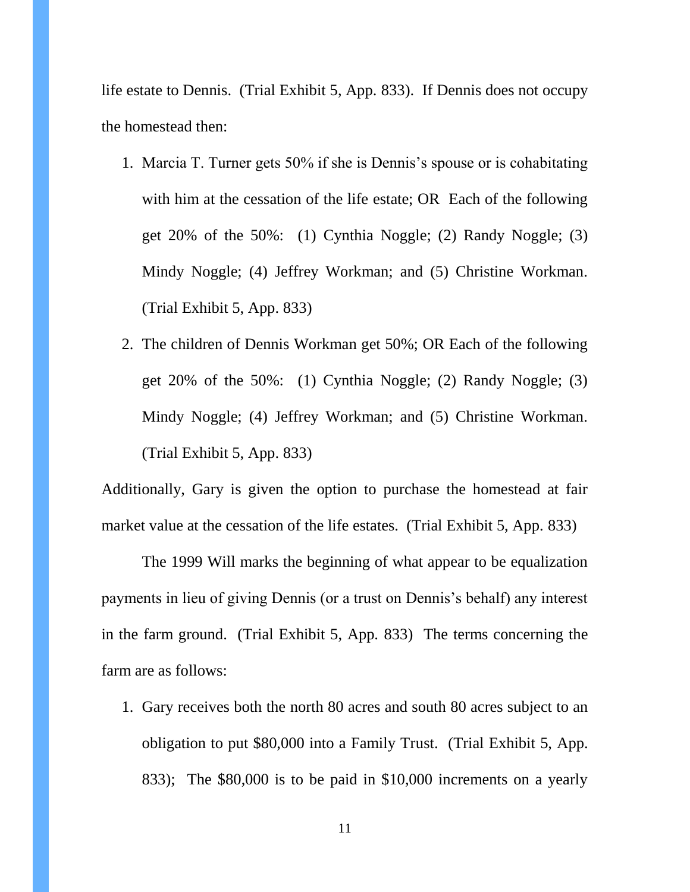life estate to Dennis. (Trial Exhibit 5, App. 833). If Dennis does not occupy the homestead then:

1. Marcia T. Turner gets 50% if she is Dennis's spouse or is cohabitating with him at the cessation of the life estate; OR Each of the following get 20% of the 50%: (1) Cynthia Noggle; (2) Randy Noggle; (3) Mindy Noggle; (4) Jeffrey Workman; and (5) Christine Workman. (Trial Exhibit 5, App. 833)
2. The children of Dennis Workman get 50%; OR Each of the following get 20% of the 50%: (1) Cynthia Noggle; (2) Randy Noggle; (3) Mindy Noggle; (4) Jeffrey Workman; and (5) Christine Workman. (Trial Exhibit 5, App. 833)

Additionally, Gary is given the option to purchase the homestead at fair market value at the cessation of the life estates. (Trial Exhibit 5, App. 833)

The 1999 Will marks the beginning of what appear to be equalization payments in lieu of giving Dennis (or a trust on Dennis's behalf) any interest in the farm ground. (Trial Exhibit 5, App. 833) The terms concerning the farm are as follows:

1. Gary receives both the north 80 acres and south 80 acres subject to an obligation to put $80,000 into a Family Trust. (Trial Exhibit 5, App. 833); The $80,000 is to be paid in $10,000 increments on a yearly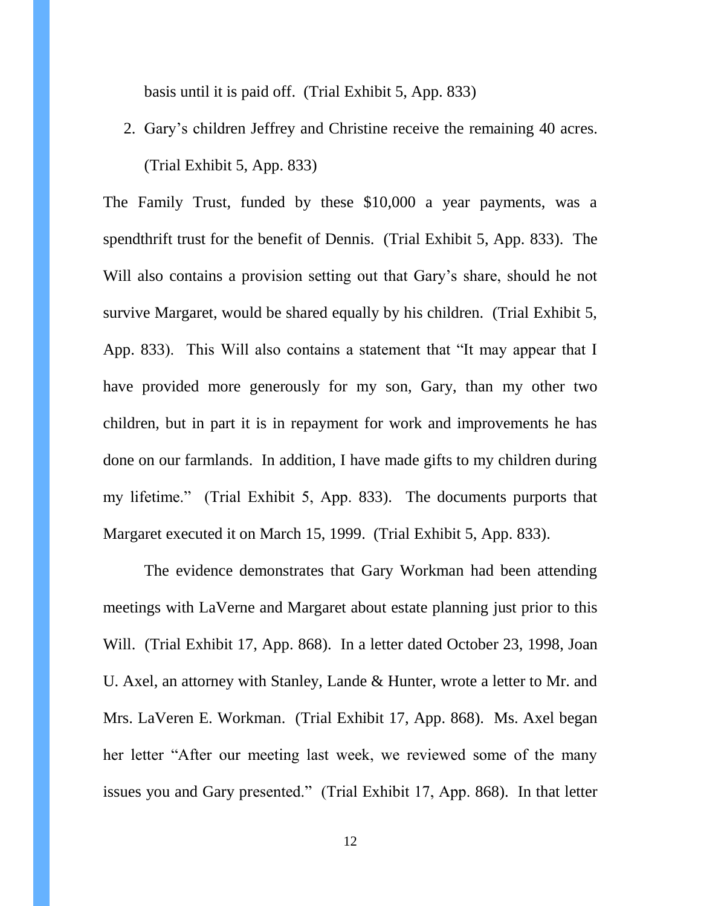basis until it is paid off. (Trial Exhibit 5, App. 833)

2. Gary's children Jeffrey and Christine receive the remaining 40 acres. (Trial Exhibit 5, App. 833)

The Family Trust, funded by these $10,000 a year payments, was a spendthrift trust for the benefit of Dennis. (Trial Exhibit 5, App. 833). The Will also contains a provision setting out that Gary's share, should he not survive Margaret, would be shared equally by his children. (Trial Exhibit 5, App. 833). This Will also contains a statement that "It may appear that I have provided more generously for my son, Gary, than my other two children, but in part it is in repayment for work and improvements he has done on our farmlands. In addition, I have made gifts to my children during my lifetime." (Trial Exhibit 5, App. 833). The documents purports that Margaret executed it on March 15, 1999. (Trial Exhibit 5, App. 833).

The evidence demonstrates that Gary Workman had been attending meetings with LaVerne and Margaret about estate planning just prior to this Will. (Trial Exhibit 17, App. 868). In a letter dated October 23, 1998, Joan U. Axel, an attorney with Stanley, Lande & Hunter, wrote a letter to Mr. and Mrs. LaVeren E. Workman. (Trial Exhibit 17, App. 868). Ms. Axel began her letter "After our meeting last week, we reviewed some of the many issues you and Gary presented." (Trial Exhibit 17, App. 868). In that letter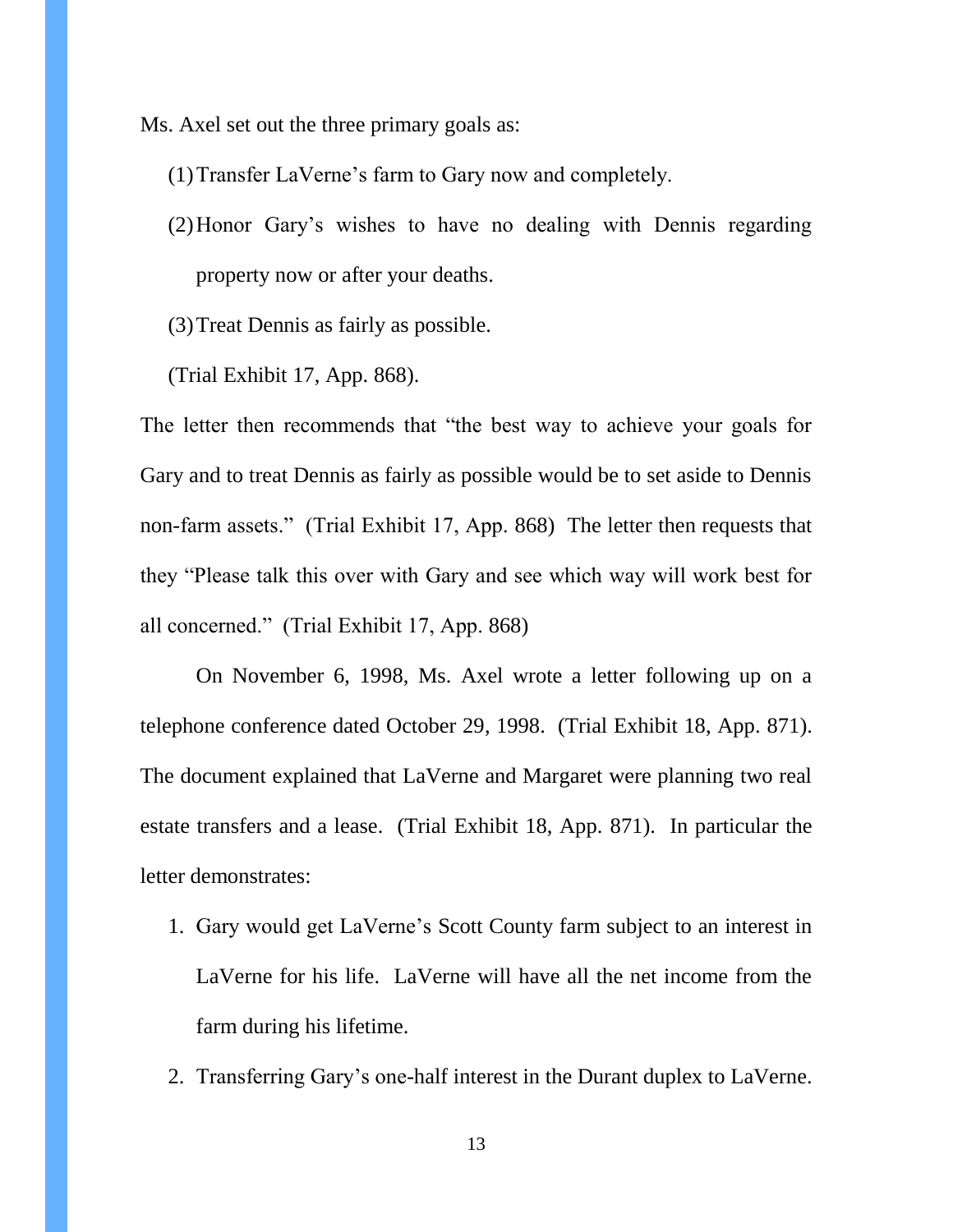Ms. Axel set out the three primary goals as:

(1) Transfer LaVerne's farm to Gary now and completely.

(2) Honor Gary's wishes to have no dealing with Dennis regarding property now or after your deaths.

(3) Treat Dennis as fairly as possible.

(Trial Exhibit 17, App. 868).

The letter then recommends that "the best way to achieve your goals for Gary and to treat Dennis as fairly as possible would be to set aside to Dennis non-farm assets." (Trial Exhibit 17, App. 868) The letter then requests that they "Please talk this over with Gary and see which way will work best for all concerned." (Trial Exhibit 17, App. 868)

On November 6, 1998, Ms. Axel wrote a letter following up on a telephone conference dated October 29, 1998. (Trial Exhibit 18, App. 871). The document explained that LaVerne and Margaret were planning two real estate transfers and a lease. (Trial Exhibit 18, App. 871). In particular the letter demonstrates:

1. Gary would get LaVerne's Scott County farm subject to an interest in LaVerne for his life. LaVerne will have all the net income from the farm during his lifetime.
2. Transferring Gary's one-half interest in the Durant duplex to LaVerne.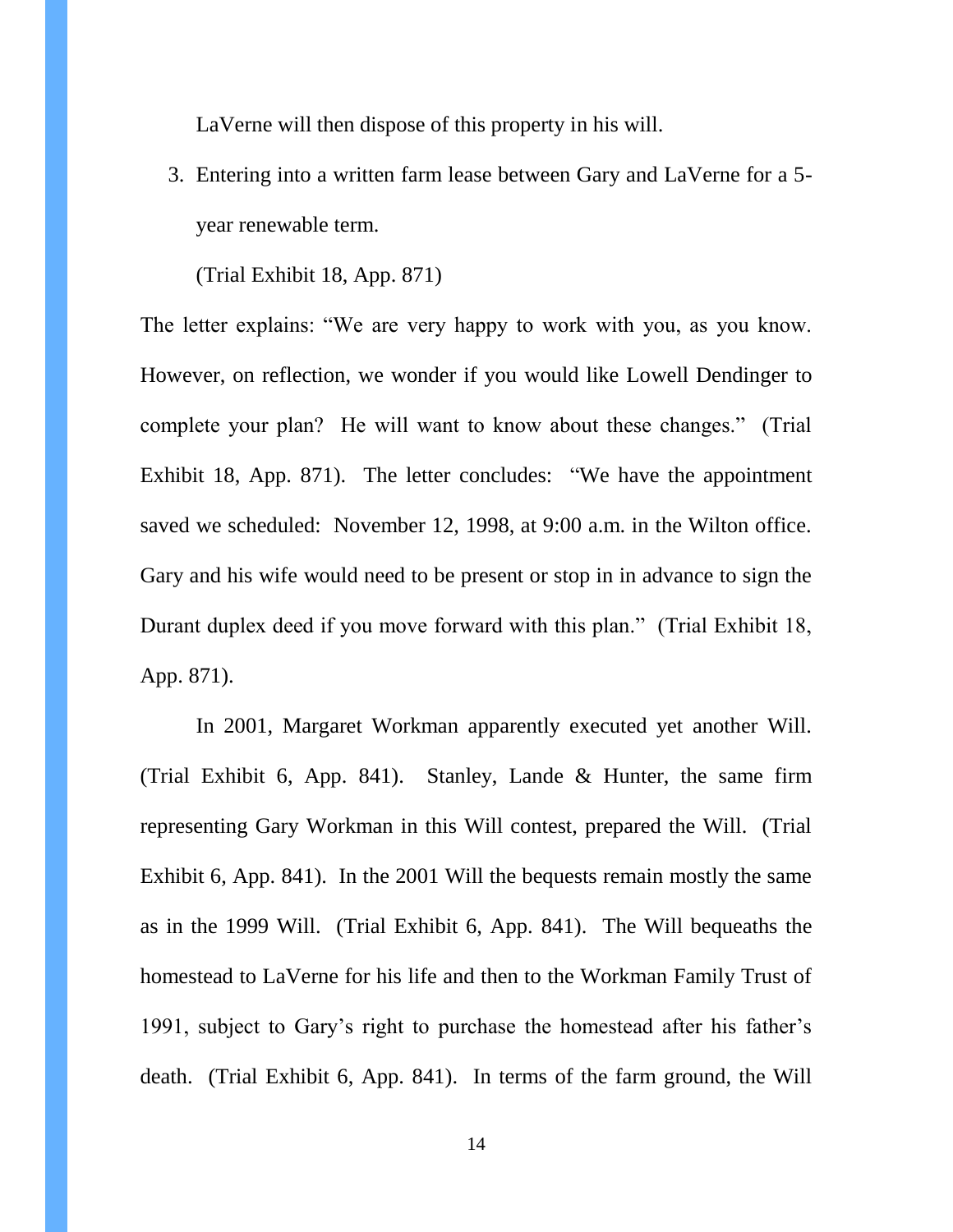LaVerne will then dispose of this property in his will.

3. Entering into a written farm lease between Gary and LaVerne for a 5-year renewable term.

   (Trial Exhibit 18, App. 871)

The letter explains: "We are very happy to work with you, as you know. However, on reflection, we wonder if you would like Lowell Dendinger to complete your plan? He will want to know about these changes." (Trial Exhibit 18, App. 871). The letter concludes: "We have the appointment saved we scheduled: November 12, 1998, at 9:00 a.m. in the Wilton office. Gary and his wife would need to be present or stop in in advance to sign the Durant duplex deed if you move forward with this plan." (Trial Exhibit 18, App. 871).

In 2001, Margaret Workman apparently executed yet another Will. (Trial Exhibit 6, App. 841). Stanley, Lande & Hunter, the same firm representing Gary Workman in this Will contest, prepared the Will. (Trial Exhibit 6, App. 841). In the 2001 Will the bequests remain mostly the same as in the 1999 Will. (Trial Exhibit 6, App. 841). The Will bequeaths the homestead to LaVerne for his life and then to the Workman Family Trust of 1991, subject to Gary's right to purchase the homestead after his father's death. (Trial Exhibit 6, App. 841). In terms of the farm ground, the Will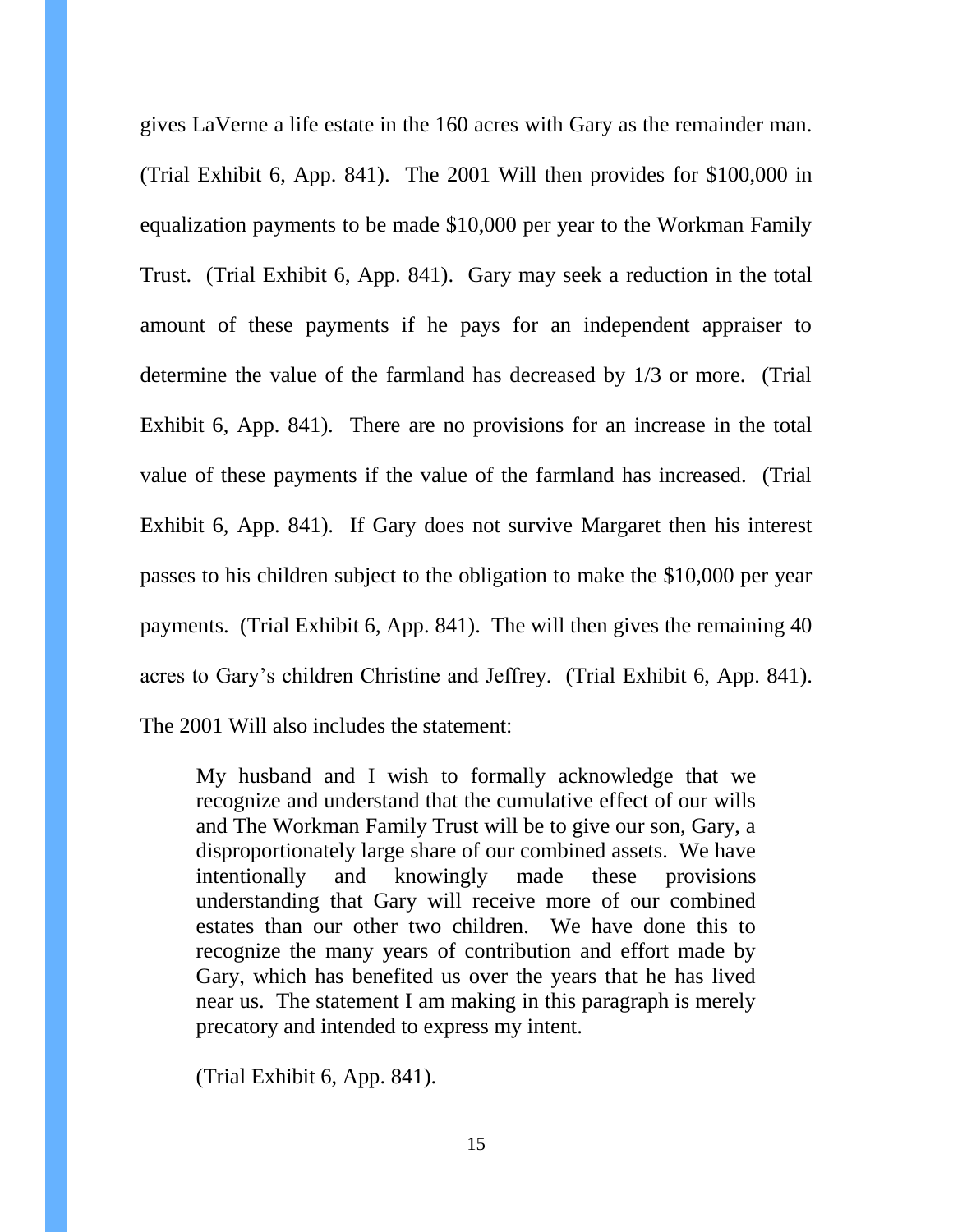gives LaVerne a life estate in the 160 acres with Gary as the remainder man. (Trial Exhibit 6, App. 841). The 2001 Will then provides for $100,000 in equalization payments to be made $10,000 per year to the Workman Family Trust. (Trial Exhibit 6, App. 841). Gary may seek a reduction in the total amount of these payments if he pays for an independent appraiser to determine the value of the farmland has decreased by 1/3 or more. (Trial Exhibit 6, App. 841). There are no provisions for an increase in the total value of these payments if the value of the farmland has increased. (Trial Exhibit 6, App. 841). If Gary does not survive Margaret then his interest passes to his children subject to the obligation to make the $10,000 per year payments. (Trial Exhibit 6, App. 841). The will then gives the remaining 40 acres to Gary's children Christine and Jeffrey. (Trial Exhibit 6, App. 841). The 2001 Will also includes the statement:

> My husband and I wish to formally acknowledge that we recognize and understand that the cumulative effect of our wills and The Workman Family Trust will be to give our son, Gary, a disproportionately large share of our combined assets. We have intentionally and knowingly made these provisions understanding that Gary will receive more of our combined estates than our other two children. We have done this to recognize the many years of contribution and effort made by Gary, which has benefited us over the years that he has lived near us. The statement I am making in this paragraph is merely precatory and intended to express my intent.
>
> (Trial Exhibit 6, App. 841).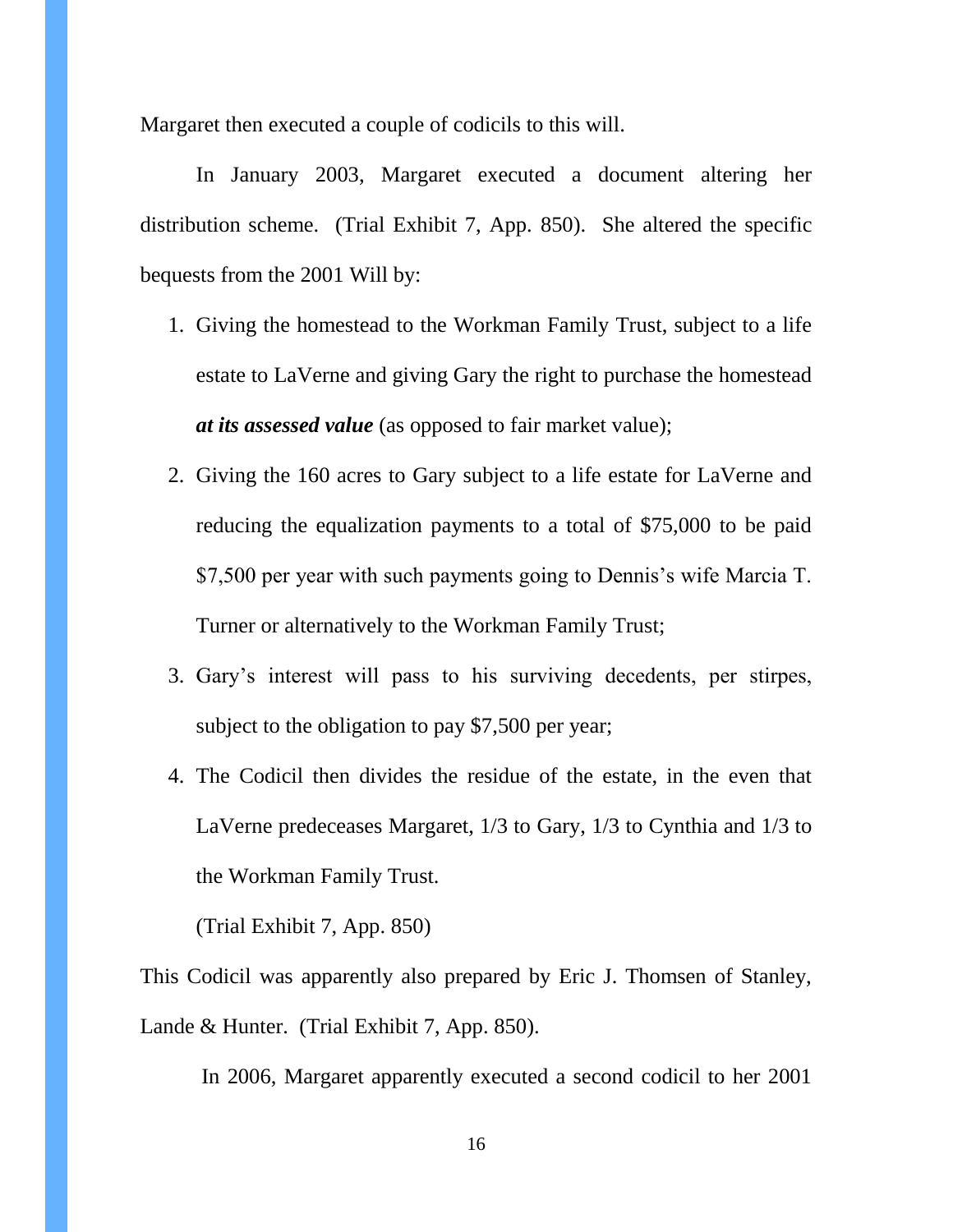Margaret then executed a couple of codicils to this will.

In January 2003, Margaret executed a document altering her distribution scheme. (Trial Exhibit 7, App. 850). She altered the specific bequests from the 2001 Will by:

1. Giving the homestead to the Workman Family Trust, subject to a life estate to LaVerne and giving Gary the right to purchase the homestead ***at its assessed value*** (as opposed to fair market value);
2. Giving the 160 acres to Gary subject to a life estate for LaVerne and reducing the equalization payments to a total of $75,000 to be paid $7,500 per year with such payments going to Dennis's wife Marcia T. Turner or alternatively to the Workman Family Trust;
3. Gary's interest will pass to his surviving decedents, per stirpes, subject to the obligation to pay $7,500 per year;
4. The Codicil then divides the residue of the estate, in the even that LaVerne predeceases Margaret, 1/3 to Gary, 1/3 to Cynthia and 1/3 to the Workman Family Trust.

(Trial Exhibit 7, App. 850)

This Codicil was apparently also prepared by Eric J. Thomsen of Stanley, Lande & Hunter. (Trial Exhibit 7, App. 850).

In 2006, Margaret apparently executed a second codicil to her 2001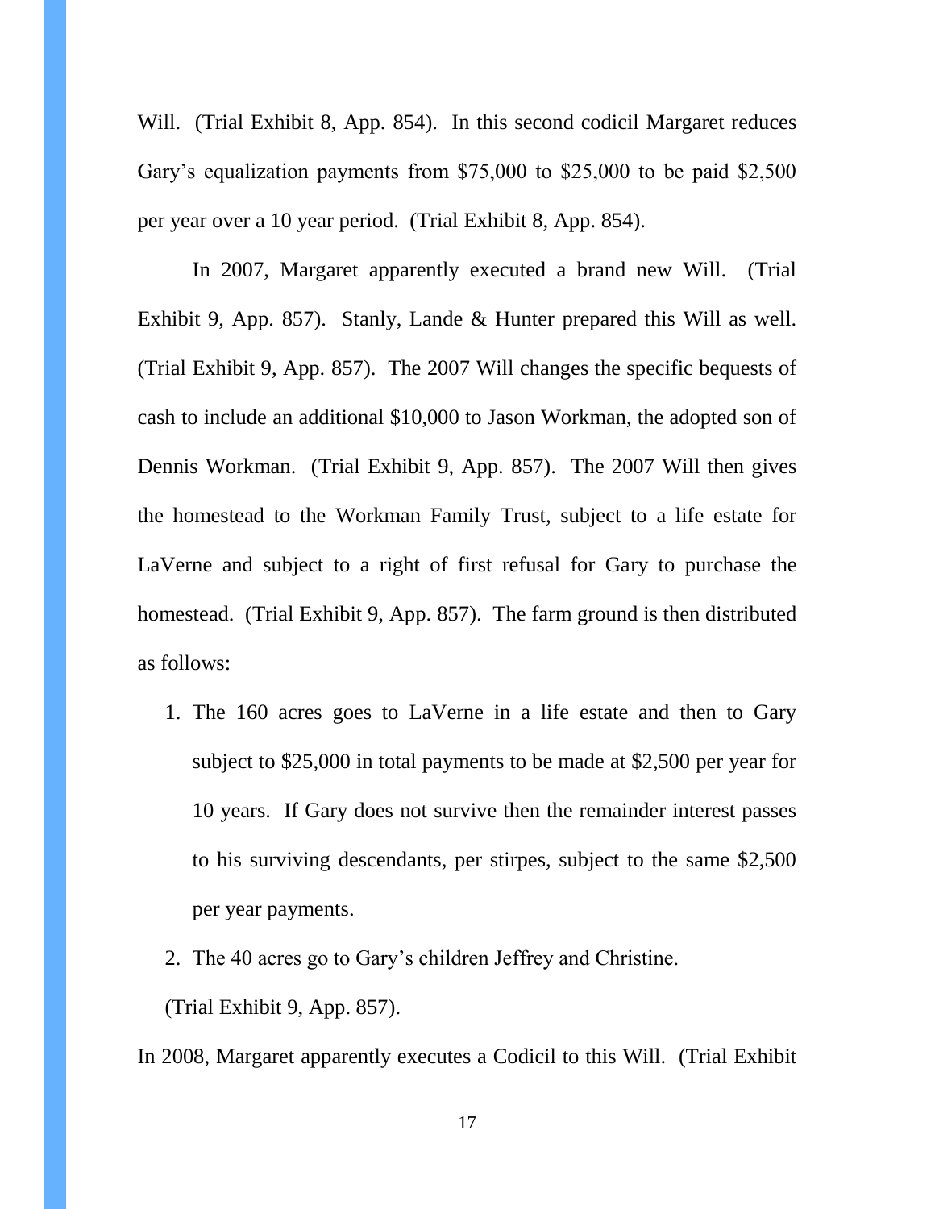Will. (Trial Exhibit 8, App. 854). In this second codicil Margaret reduces Gary's equalization payments from $75,000 to $25,000 to be paid $2,500 per year over a 10 year period. (Trial Exhibit 8, App. 854).

In 2007, Margaret apparently executed a brand new Will. (Trial Exhibit 9, App. 857). Stanly, Lande & Hunter prepared this Will as well. (Trial Exhibit 9, App. 857). The 2007 Will changes the specific bequests of cash to include an additional $10,000 to Jason Workman, the adopted son of Dennis Workman. (Trial Exhibit 9, App. 857). The 2007 Will then gives the homestead to the Workman Family Trust, subject to a life estate for LaVerne and subject to a right of first refusal for Gary to purchase the homestead. (Trial Exhibit 9, App. 857). The farm ground is then distributed as follows:

1. The 160 acres goes to LaVerne in a life estate and then to Gary subject to $25,000 in total payments to be made at $2,500 per year for 10 years. If Gary does not survive then the remainder interest passes to his surviving descendants, per stirpes, subject to the same $2,500 per year payments.
2. The 40 acres go to Gary's children Jeffrey and Christine.

(Trial Exhibit 9, App. 857).

In 2008, Margaret apparently executes a Codicil to this Will. (Trial Exhibit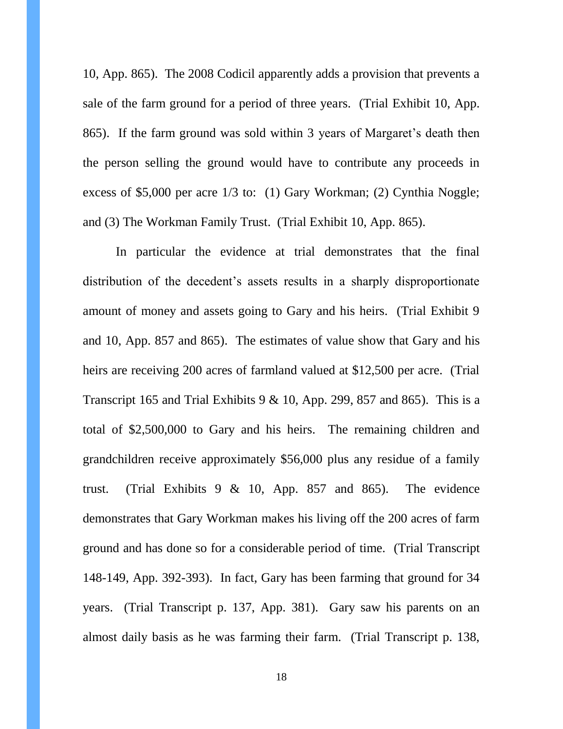10, App. 865). The 2008 Codicil apparently adds a provision that prevents a sale of the farm ground for a period of three years. (Trial Exhibit 10, App. 865). If the farm ground was sold within 3 years of Margaret's death then the person selling the ground would have to contribute any proceeds in excess of $5,000 per acre 1/3 to: (1) Gary Workman; (2) Cynthia Noggle; and (3) The Workman Family Trust. (Trial Exhibit 10, App. 865).

In particular the evidence at trial demonstrates that the final distribution of the decedent's assets results in a sharply disproportionate amount of money and assets going to Gary and his heirs. (Trial Exhibit 9 and 10, App. 857 and 865). The estimates of value show that Gary and his heirs are receiving 200 acres of farmland valued at $12,500 per acre. (Trial Transcript 165 and Trial Exhibits 9 & 10, App. 299, 857 and 865). This is a total of $2,500,000 to Gary and his heirs. The remaining children and grandchildren receive approximately $56,000 plus any residue of a family trust. (Trial Exhibits 9 & 10, App. 857 and 865). The evidence demonstrates that Gary Workman makes his living off the 200 acres of farm ground and has done so for a considerable period of time. (Trial Transcript 148-149, App. 392-393). In fact, Gary has been farming that ground for 34 years. (Trial Transcript p. 137, App. 381). Gary saw his parents on an almost daily basis as he was farming their farm. (Trial Transcript p. 138,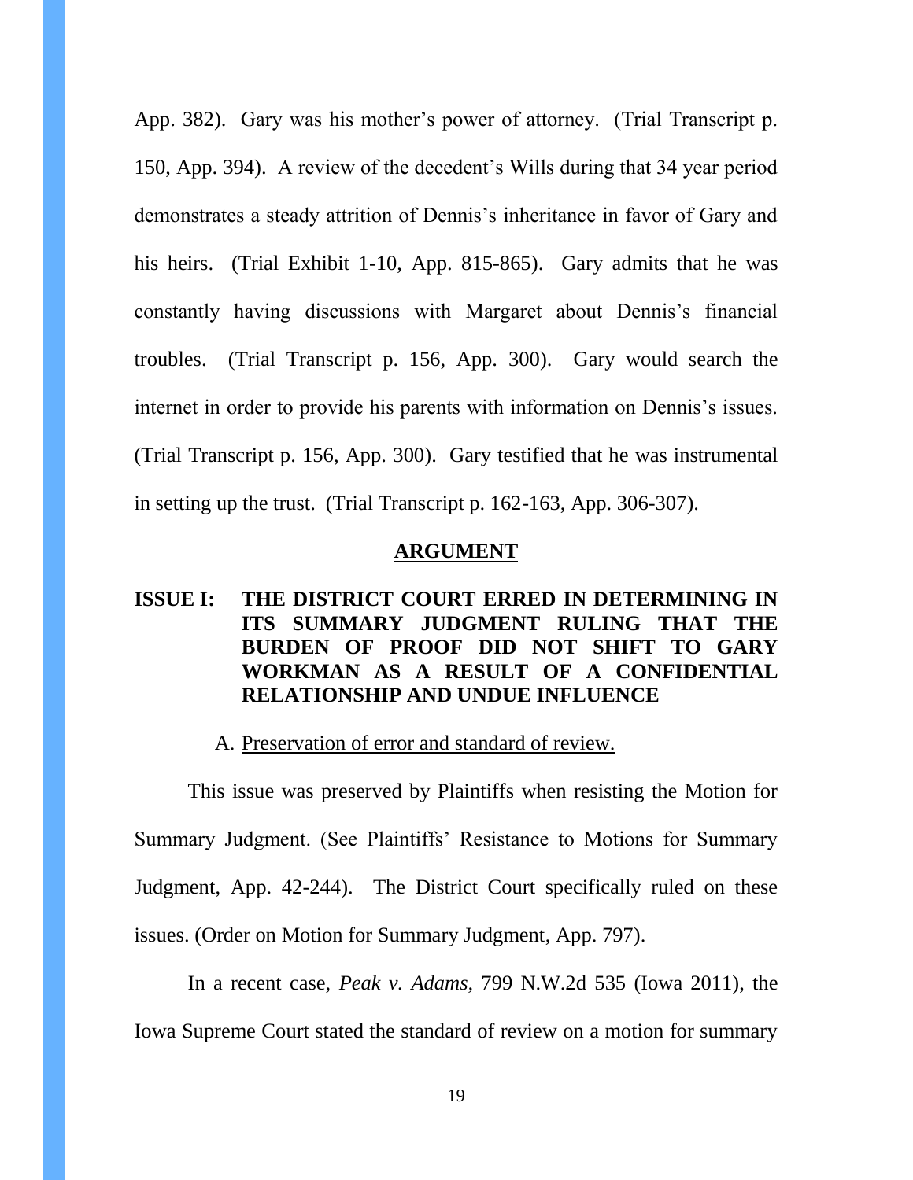App. 382). Gary was his mother's power of attorney. (Trial Transcript p. 150, App. 394). A review of the decedent's Wills during that 34 year period demonstrates a steady attrition of Dennis's inheritance in favor of Gary and his heirs. (Trial Exhibit 1-10, App. 815-865). Gary admits that he was constantly having discussions with Margaret about Dennis's financial troubles. (Trial Transcript p. 156, App. 300). Gary would search the internet in order to provide his parents with information on Dennis's issues. (Trial Transcript p. 156, App. 300). Gary testified that he was instrumental in setting up the trust. (Trial Transcript p. 162-163, App. 306-307).

## ARGUMENT

### ISSUE I: THE DISTRICT COURT ERRED IN DETERMINING IN ITS SUMMARY JUDGMENT RULING THAT THE BURDEN OF PROOF DID NOT SHIFT TO GARY WORKMAN AS A RESULT OF A CONFIDENTIAL RELATIONSHIP AND UNDUE INFLUENCE

A. Preservation of error and standard of review.

This issue was preserved by Plaintiffs when resisting the Motion for Summary Judgment. (See Plaintiffs' Resistance to Motions for Summary Judgment, App. 42-244). The District Court specifically ruled on these issues. (Order on Motion for Summary Judgment, App. 797).

In a recent case, *Peak v. Adams*, 799 N.W.2d 535 (Iowa 2011), the Iowa Supreme Court stated the standard of review on a motion for summary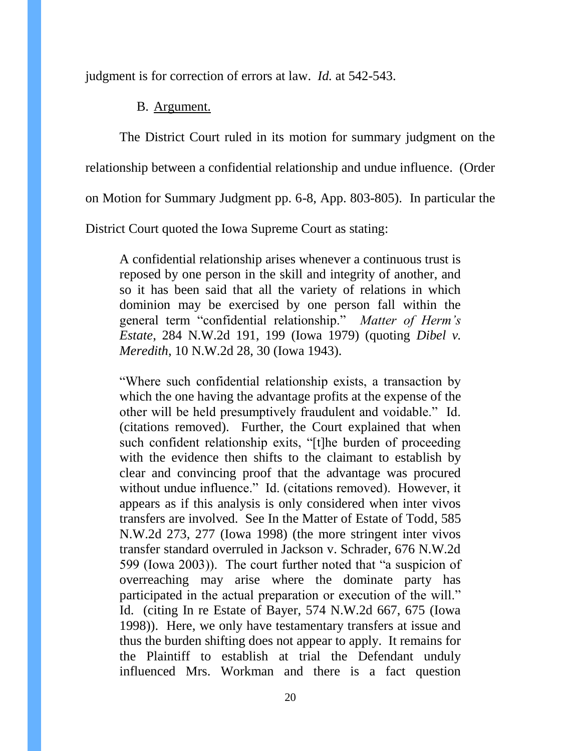judgment is for correction of errors at law. *Id.* at 542-543.

B. Argument.

The District Court ruled in its motion for summary judgment on the relationship between a confidential relationship and undue influence. (Order on Motion for Summary Judgment pp. 6-8, App. 803-805). In particular the District Court quoted the Iowa Supreme Court as stating:

> A confidential relationship arises whenever a continuous trust is reposed by one person in the skill and integrity of another, and so it has been said that all the variety of relations in which dominion may be exercised by one person fall within the general term "confidential relationship." *Matter of Herm's Estate*, 284 N.W.2d 191, 199 (Iowa 1979) (quoting *Dibel v. Meredith*, 10 N.W.2d 28, 30 (Iowa 1943).
>
> "Where such confidential relationship exists, a transaction by which the one having the advantage profits at the expense of the other will be held presumptively fraudulent and voidable." Id. (citations removed). Further, the Court explained that when such confident relationship exits, "[t]he burden of proceeding with the evidence then shifts to the claimant to establish by clear and convincing proof that the advantage was procured without undue influence." Id. (citations removed). However, it appears as if this analysis is only considered when inter vivos transfers are involved. See In the Matter of Estate of Todd, 585 N.W.2d 273, 277 (Iowa 1998) (the more stringent inter vivos transfer standard overruled in Jackson v. Schrader, 676 N.W.2d 599 (Iowa 2003)). The court further noted that "a suspicion of overreaching may arise where the dominate party has participated in the actual preparation or execution of the will." Id. (citing In re Estate of Bayer, 574 N.W.2d 667, 675 (Iowa 1998)). Here, we only have testamentary transfers at issue and thus the burden shifting does not appear to apply. It remains for the Plaintiff to establish at trial the Defendant unduly influenced Mrs. Workman and there is a fact question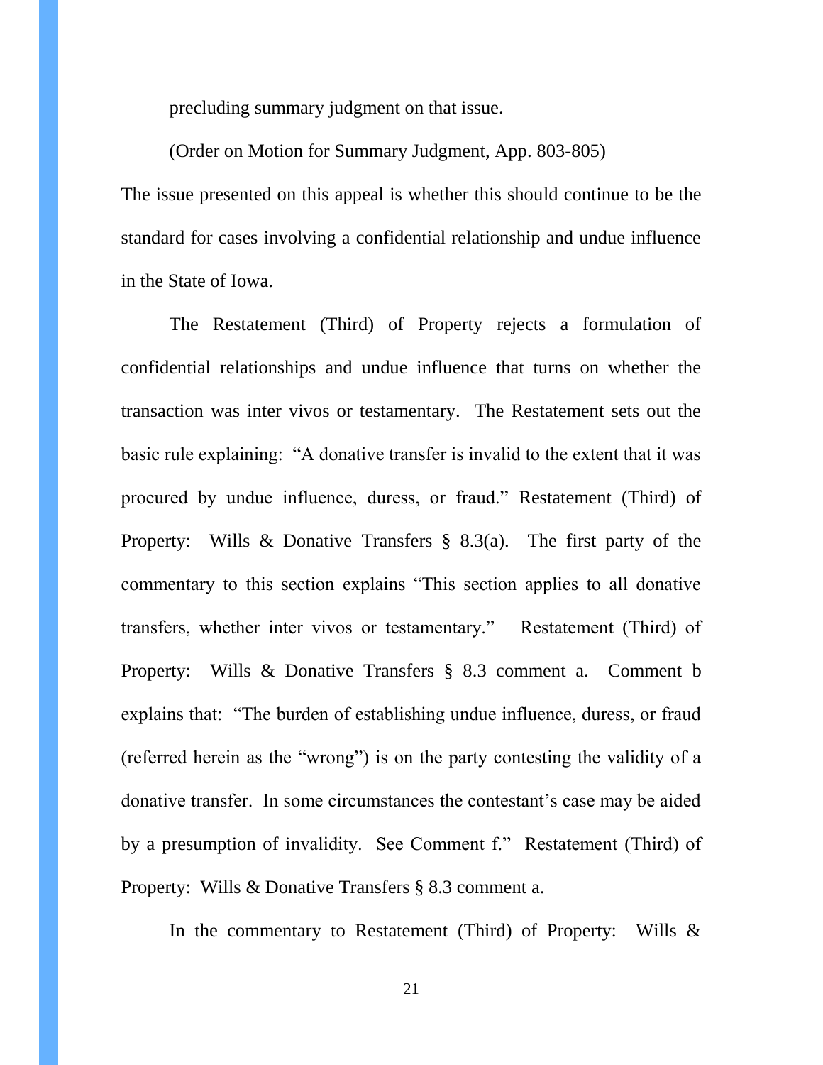precluding summary judgment on that issue.

(Order on Motion for Summary Judgment, App. 803-805)

The issue presented on this appeal is whether this should continue to be the standard for cases involving a confidential relationship and undue influence in the State of Iowa.

The Restatement (Third) of Property rejects a formulation of confidential relationships and undue influence that turns on whether the transaction was inter vivos or testamentary. The Restatement sets out the basic rule explaining: "A donative transfer is invalid to the extent that it was procured by undue influence, duress, or fraud." Restatement (Third) of Property: Wills & Donative Transfers § 8.3(a). The first party of the commentary to this section explains "This section applies to all donative transfers, whether inter vivos or testamentary." Restatement (Third) of Property: Wills & Donative Transfers § 8.3 comment a. Comment b explains that: "The burden of establishing undue influence, duress, or fraud (referred herein as the "wrong") is on the party contesting the validity of a donative transfer. In some circumstances the contestant's case may be aided by a presumption of invalidity. See Comment f." Restatement (Third) of Property: Wills & Donative Transfers § 8.3 comment a.

In the commentary to Restatement (Third) of Property: Wills &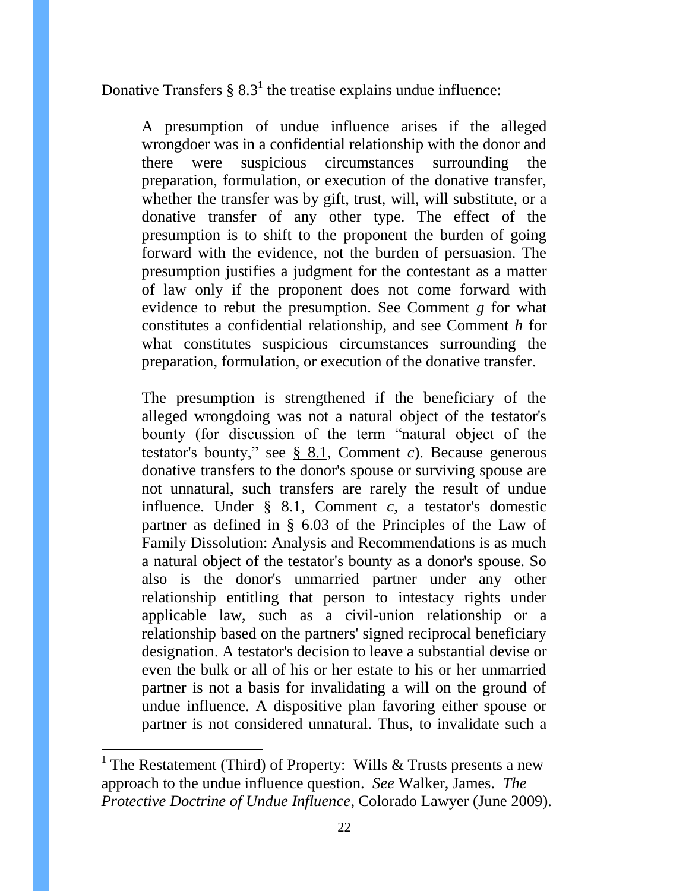Donative Transfers § 8.3[1] the treatise explains undue influence:

> A presumption of undue influence arises if the alleged wrongdoer was in a confidential relationship with the donor and there were suspicious circumstances surrounding the preparation, formulation, or execution of the donative transfer, whether the transfer was by gift, trust, will, will substitute, or a donative transfer of any other type. The effect of the presumption is to shift to the proponent the burden of going forward with the evidence, not the burden of persuasion. The presumption justifies a judgment for the contestant as a matter of law only if the proponent does not come forward with evidence to rebut the presumption. See Comment *g* for what constitutes a confidential relationship, and see Comment *h* for what constitutes suspicious circumstances surrounding the preparation, formulation, or execution of the donative transfer.
>
> The presumption is strengthened if the beneficiary of the alleged wrongdoing was not a natural object of the testator's bounty (for discussion of the term "natural object of the testator's bounty," see § 8.1, Comment *c*). Because generous donative transfers to the donor's spouse or surviving spouse are not unnatural, such transfers are rarely the result of undue influence. Under § 8.1, Comment *c*, a testator's domestic partner as defined in § 6.03 of the Principles of the Law of Family Dissolution: Analysis and Recommendations is as much a natural object of the testator's bounty as a donor's spouse. So also is the donor's unmarried partner under any other relationship entitling that person to intestacy rights under applicable law, such as a civil-union relationship or a relationship based on the partners' signed reciprocal beneficiary designation. A testator's decision to leave a substantial devise or even the bulk or all of his or her estate to his or her unmarried partner is not a basis for invalidating a will on the ground of undue influence. A dispositive plan favoring either spouse or partner is not considered unnatural. Thus, to invalidate such a

[1] The Restatement (Third) of Property: Wills & Trusts presents a new approach to the undue influence question. *See* Walker, James. *The Protective Doctrine of Undue Influence*, Colorado Lawyer (June 2009).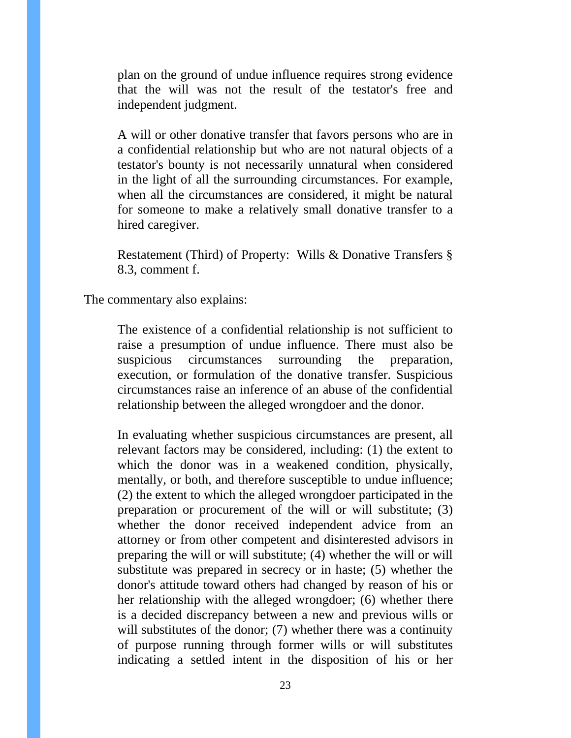> plan on the ground of undue influence requires strong evidence that the will was not the result of the testator's free and independent judgment.
>
> A will or other donative transfer that favors persons who are in a confidential relationship but who are not natural objects of a testator's bounty is not necessarily unnatural when considered in the light of all the surrounding circumstances. For example, when all the circumstances are considered, it might be natural for someone to make a relatively small donative transfer to a hired caregiver.
>
> Restatement (Third) of Property: Wills & Donative Transfers § 8.3, comment f.

The commentary also explains:

> The existence of a confidential relationship is not sufficient to raise a presumption of undue influence. There must also be suspicious circumstances surrounding the preparation, execution, or formulation of the donative transfer. Suspicious circumstances raise an inference of an abuse of the confidential relationship between the alleged wrongdoer and the donor.
>
> In evaluating whether suspicious circumstances are present, all relevant factors may be considered, including: (1) the extent to which the donor was in a weakened condition, physically, mentally, or both, and therefore susceptible to undue influence; (2) the extent to which the alleged wrongdoer participated in the preparation or procurement of the will or will substitute; (3) whether the donor received independent advice from an attorney or from other competent and disinterested advisors in preparing the will or will substitute; (4) whether the will or will substitute was prepared in secrecy or in haste; (5) whether the donor's attitude toward others had changed by reason of his or her relationship with the alleged wrongdoer; (6) whether there is a decided discrepancy between a new and previous wills or will substitutes of the donor; (7) whether there was a continuity of purpose running through former wills or will substitutes indicating a settled intent in the disposition of his or her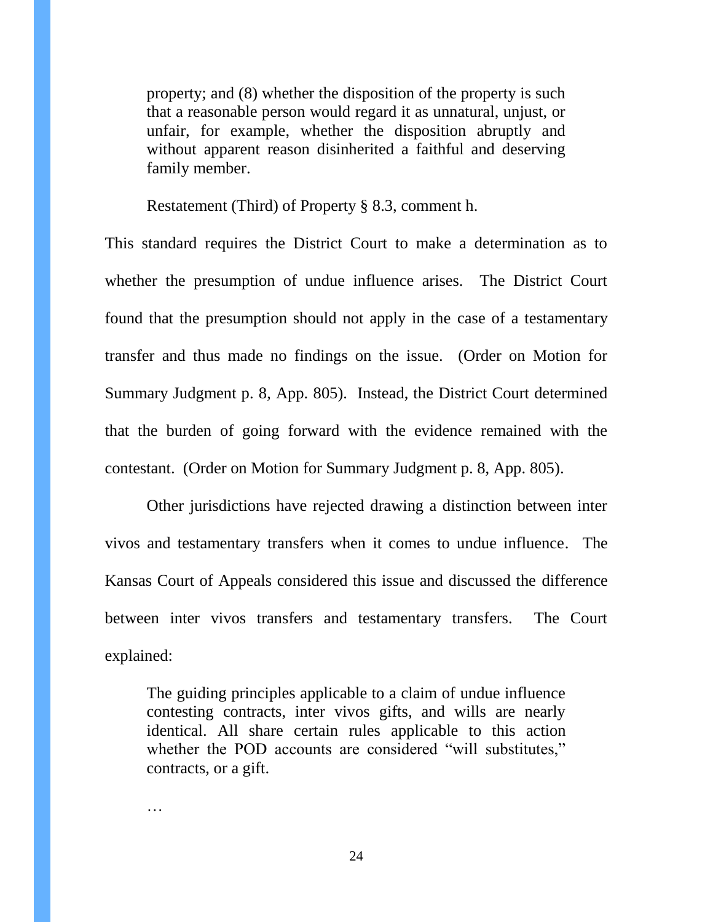> property; and (8) whether the disposition of the property is such that a reasonable person would regard it as unnatural, unjust, or unfair, for example, whether the disposition abruptly and without apparent reason disinherited a faithful and deserving family member.
>
> Restatement (Third) of Property § 8.3, comment h.

This standard requires the District Court to make a determination as to whether the presumption of undue influence arises. The District Court found that the presumption should not apply in the case of a testamentary transfer and thus made no findings on the issue. (Order on Motion for Summary Judgment p. 8, App. 805). Instead, the District Court determined that the burden of going forward with the evidence remained with the contestant. (Order on Motion for Summary Judgment p. 8, App. 805).

Other jurisdictions have rejected drawing a distinction between inter vivos and testamentary transfers when it comes to undue influence. The Kansas Court of Appeals considered this issue and discussed the difference between inter vivos transfers and testamentary transfers. The Court explained:

> The guiding principles applicable to a claim of undue influence contesting contracts, inter vivos gifts, and wills are nearly identical. All share certain rules applicable to this action whether the POD accounts are considered "will substitutes," contracts, or a gift.
>
> …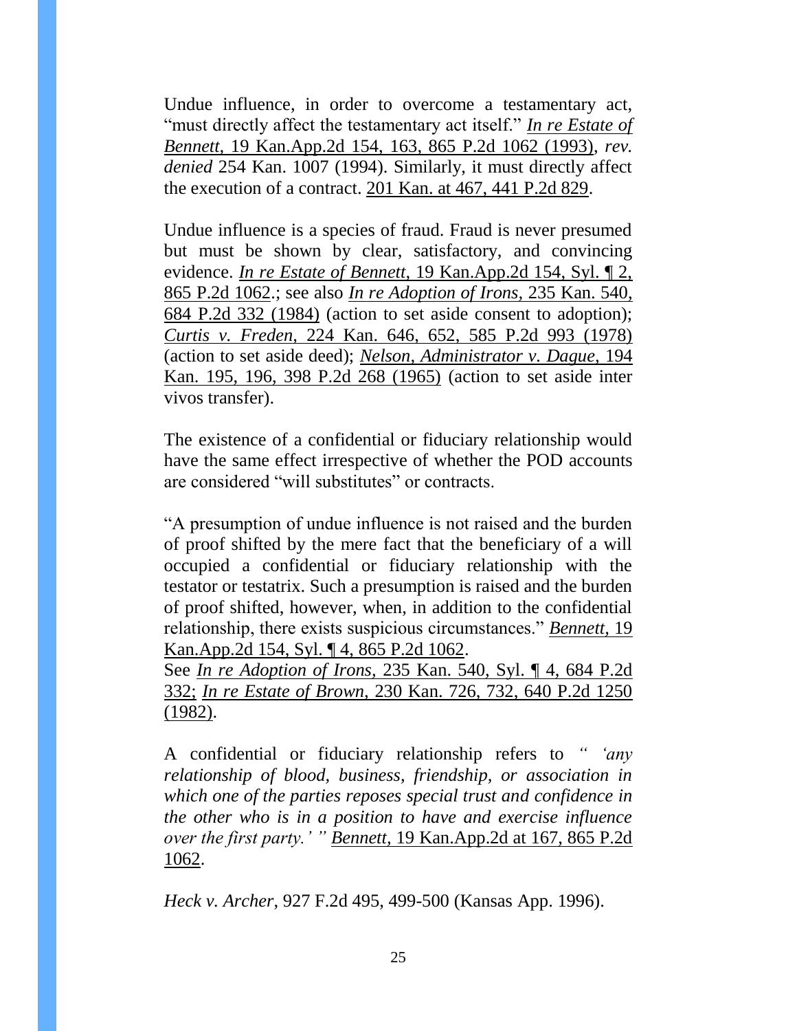Undue influence, in order to overcome a testamentary act, "must directly affect the testamentary act itself." *In re Estate of Bennett*, 19 Kan.App.2d 154, 163, 865 P.2d 1062 (1993), *rev. denied* 254 Kan. 1007 (1994). Similarly, it must directly affect the execution of a contract. 201 Kan. at 467, 441 P.2d 829.

Undue influence is a species of fraud. Fraud is never presumed but must be shown by clear, satisfactory, and convincing evidence. *In re Estate of Bennett*, 19 Kan.App.2d 154, Syl. ¶ 2, 865 P.2d 1062.; see also *In re Adoption of Irons*, 235 Kan. 540, 684 P.2d 332 (1984) (action to set aside consent to adoption); *Curtis v. Freden*, 224 Kan. 646, 652, 585 P.2d 993 (1978) (action to set aside deed); *Nelson, Administrator v. Dague*, 194 Kan. 195, 196, 398 P.2d 268 (1965) (action to set aside inter vivos transfer).

The existence of a confidential or fiduciary relationship would have the same effect irrespective of whether the POD accounts are considered "will substitutes" or contracts.

"A presumption of undue influence is not raised and the burden of proof shifted by the mere fact that the beneficiary of a will occupied a confidential or fiduciary relationship with the testator or testatrix. Such a presumption is raised and the burden of proof shifted, however, when, in addition to the confidential relationship, there exists suspicious circumstances." *Bennett*, 19 Kan.App.2d 154, Syl. ¶ 4, 865 P.2d 1062.
See *In re Adoption of Irons*, 235 Kan. 540, Syl. ¶ 4, 684 P.2d 332; *In re Estate of Brown*, 230 Kan. 726, 732, 640 P.2d 1250 (1982).

A confidential or fiduciary relationship refers to *" 'any relationship of blood, business, friendship, or association in which one of the parties reposes special trust and confidence in the other who is in a position to have and exercise influence over the first party.' "* *Bennett*, 19 Kan.App.2d at 167, 865 P.2d 1062.

*Heck v. Archer*, 927 F.2d 495, 499-500 (Kansas App. 1996).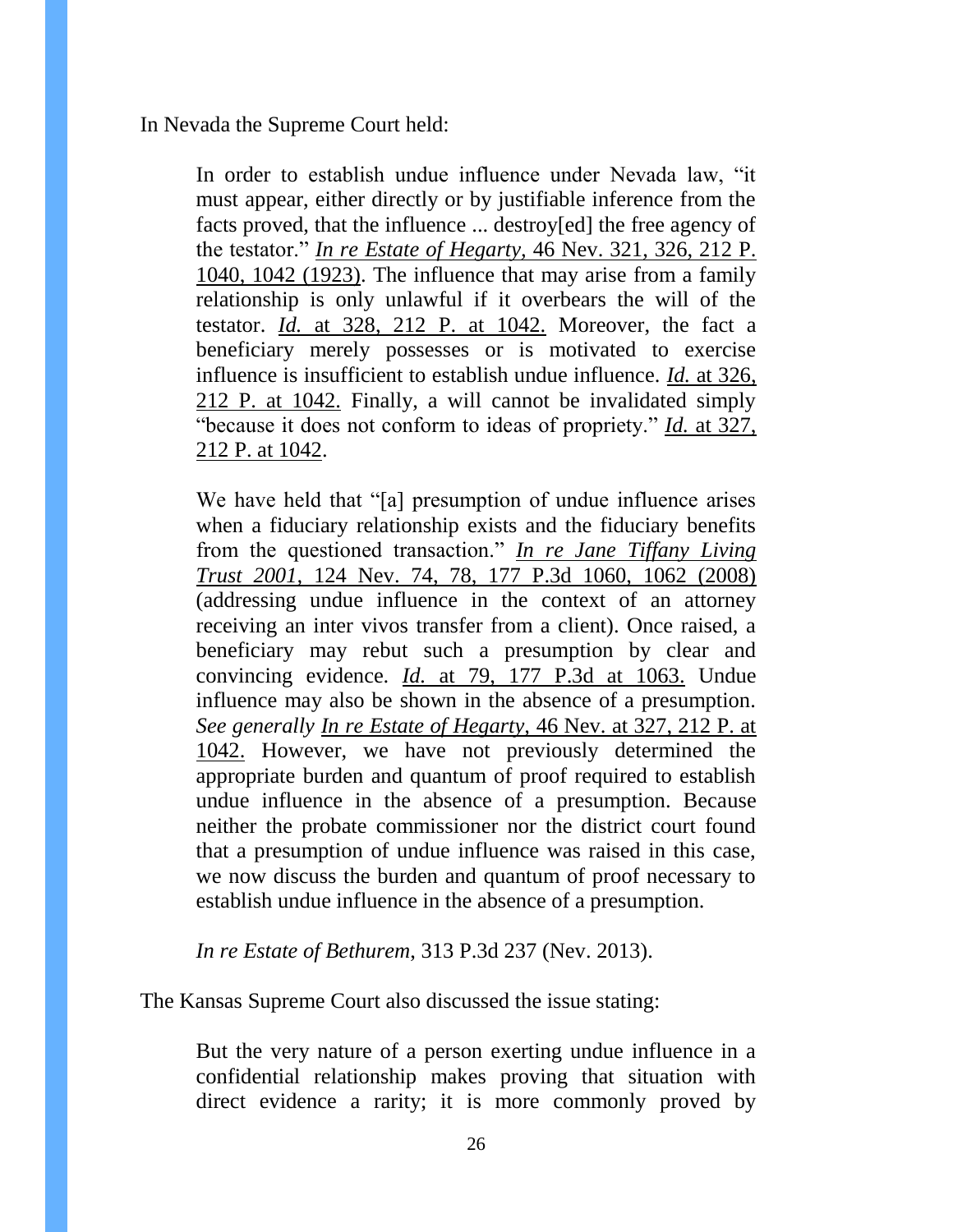In Nevada the Supreme Court held:

> In order to establish undue influence under Nevada law, "it must appear, either directly or by justifiable inference from the facts proved, that the influence ... destroy[ed] the free agency of the testator." *In re Estate of Hegarty*, 46 Nev. 321, 326, 212 P. 1040, 1042 (1923). The influence that may arise from a family relationship is only unlawful if it overbears the will of the testator. *Id.* at 328, 212 P. at 1042. Moreover, the fact a beneficiary merely possesses or is motivated to exercise influence is insufficient to establish undue influence. *Id.* at 326, 212 P. at 1042. Finally, a will cannot be invalidated simply "because it does not conform to ideas of propriety." *Id.* at 327, 212 P. at 1042.
>
> We have held that "[a] presumption of undue influence arises when a fiduciary relationship exists and the fiduciary benefits from the questioned transaction." *In re Jane Tiffany Living Trust 2001*, 124 Nev. 74, 78, 177 P.3d 1060, 1062 (2008) (addressing undue influence in the context of an attorney receiving an inter vivos transfer from a client). Once raised, a beneficiary may rebut such a presumption by clear and convincing evidence. *Id.* at 79, 177 P.3d at 1063. Undue influence may also be shown in the absence of a presumption. *See generally* *In re Estate of Hegarty*, 46 Nev. at 327, 212 P. at 1042. However, we have not previously determined the appropriate burden and quantum of proof required to establish undue influence in the absence of a presumption. Because neither the probate commissioner nor the district court found that a presumption of undue influence was raised in this case, we now discuss the burden and quantum of proof necessary to establish undue influence in the absence of a presumption.
>
> *In re Estate of Bethurem*, 313 P.3d 237 (Nev. 2013).

The Kansas Supreme Court also discussed the issue stating:

> But the very nature of a person exerting undue influence in a confidential relationship makes proving that situation with direct evidence a rarity; it is more commonly proved by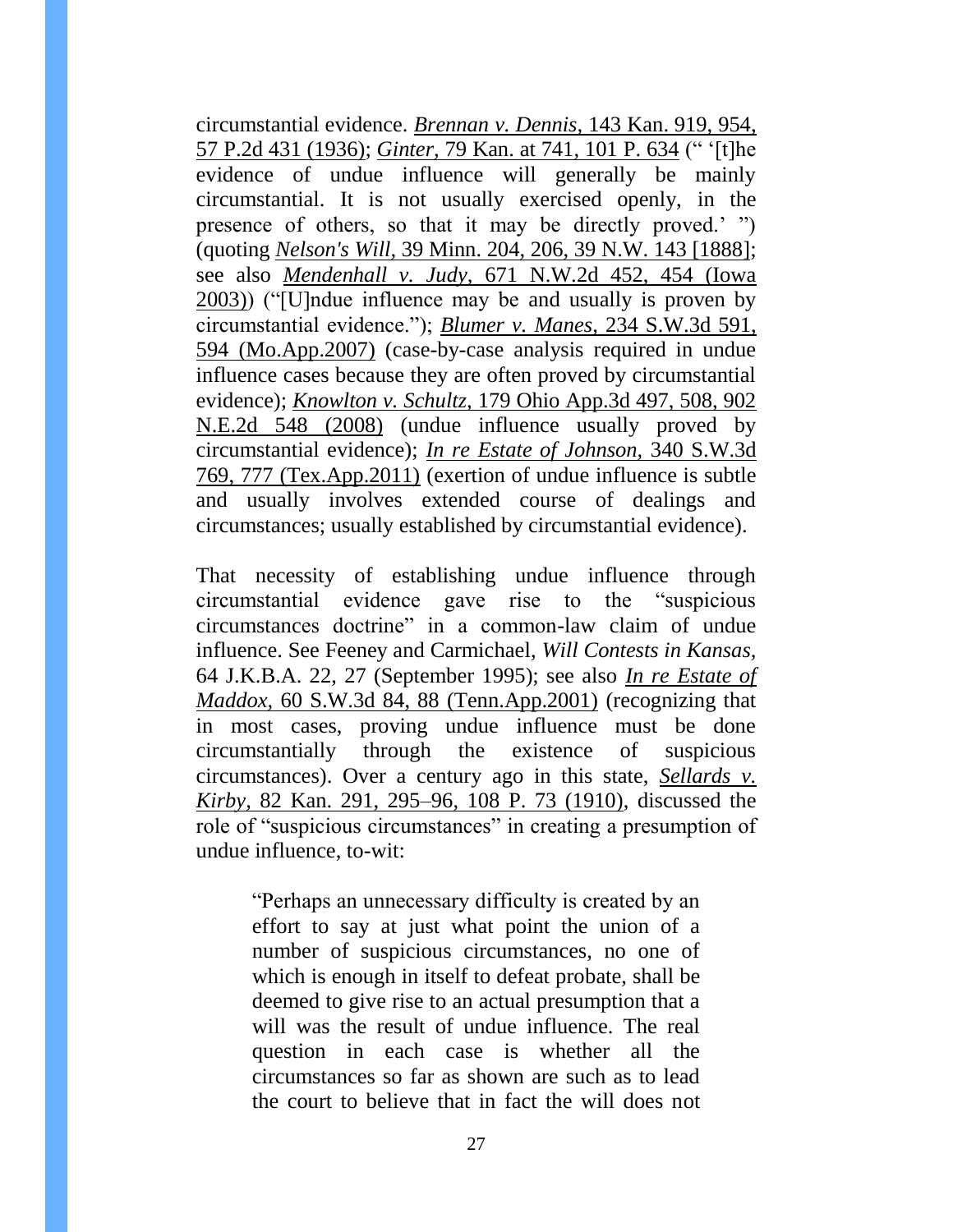circumstantial evidence. *Brennan v. Dennis*, 143 Kan. 919, 954, 57 P.2d 431 (1936); *Ginter,* 79 Kan. at 741, 101 P. 634 (" '[t]he evidence of undue influence will generally be mainly circumstantial. It is not usually exercised openly, in the presence of others, so that it may be directly proved.' ") (quoting *Nelson's Will,* 39 Minn. 204, 206, 39 N.W. 143 [1888]; see also *Mendenhall v. Judy*, 671 N.W.2d 452, 454 (Iowa 2003)) ("[U]ndue influence may be and usually is proven by circumstantial evidence."); *Blumer v. Manes,* 234 S.W.3d 591, 594 (Mo.App.2007) (case-by-case analysis required in undue influence cases because they are often proved by circumstantial evidence); *Knowlton v. Schultz,* 179 Ohio App.3d 497, 508, 902 N.E.2d 548 (2008) (undue influence usually proved by circumstantial evidence); *In re Estate of Johnson,* 340 S.W.3d 769, 777 (Tex.App.2011) (exertion of undue influence is subtle and usually involves extended course of dealings and circumstances; usually established by circumstantial evidence).

That necessity of establishing undue influence through circumstantial evidence gave rise to the "suspicious circumstances doctrine" in a common-law claim of undue influence. See Feeney and Carmichael, *Will Contests in Kansas,* 64 J.K.B.A. 22, 27 (September 1995); see also *In re Estate of Maddox,* 60 S.W.3d 84, 88 (Tenn.App.2001) (recognizing that in most cases, proving undue influence must be done circumstantially through the existence of suspicious circumstances). Over a century ago in this state, *Sellards v. Kirby,* 82 Kan. 291, 295–96, 108 P. 73 (1910), discussed the role of "suspicious circumstances" in creating a presumption of undue influence, to-wit:

> "Perhaps an unnecessary difficulty is created by an effort to say at just what point the union of a number of suspicious circumstances, no one of which is enough in itself to defeat probate, shall be deemed to give rise to an actual presumption that a will was the result of undue influence. The real question in each case is whether all the circumstances so far as shown are such as to lead the court to believe that in fact the will does not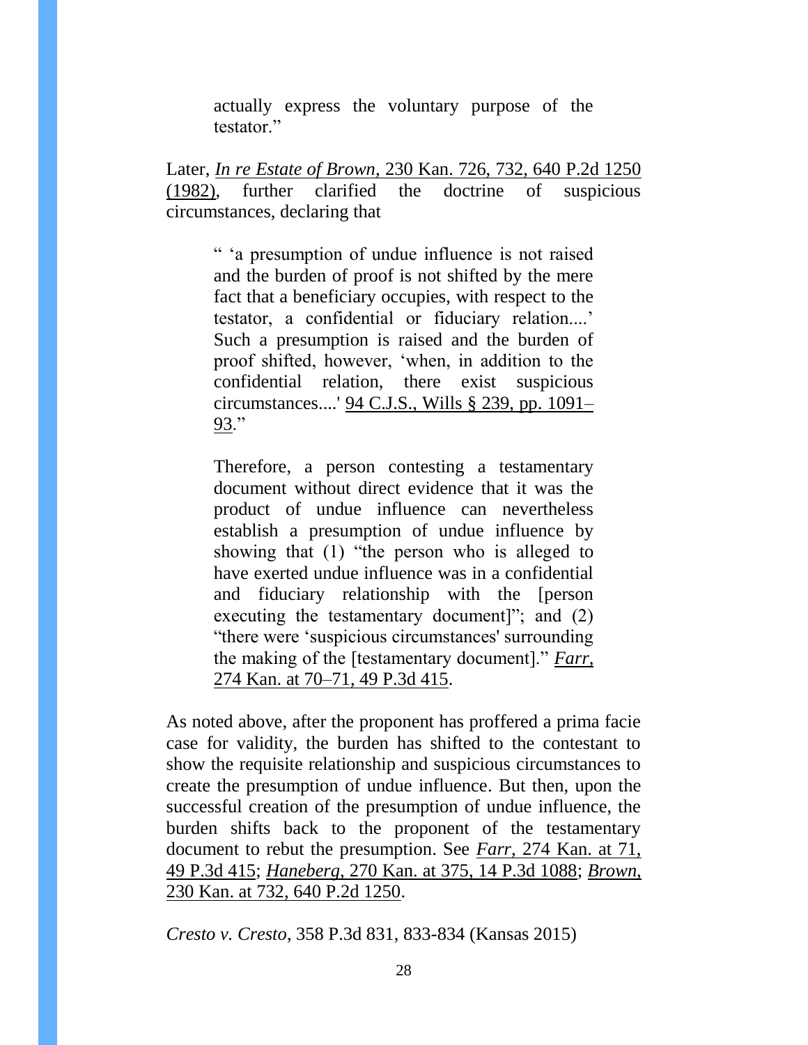> actually express the voluntary purpose of the testator."

Later, *In re Estate of Brown,* 230 Kan. 726, 732, 640 P.2d 1250 (1982), further clarified the doctrine of suspicious circumstances, declaring that

> " 'a presumption of undue influence is not raised and the burden of proof is not shifted by the mere fact that a beneficiary occupies, with respect to the testator, a confidential or fiduciary relation....' Such a presumption is raised and the burden of proof shifted, however, 'when, in addition to the confidential relation, there exist suspicious circumstances....' 94 C.J.S., Wills § 239, pp. 1091–93."
>
> Therefore, a person contesting a testamentary document without direct evidence that it was the product of undue influence can nevertheless establish a presumption of undue influence by showing that (1) "the person who is alleged to have exerted undue influence was in a confidential and fiduciary relationship with the [person executing the testamentary document]"; and (2) "there were 'suspicious circumstances' surrounding the making of the [testamentary document]." *Farr,* 274 Kan. at 70–71, 49 P.3d 415.

As noted above, after the proponent has proffered a prima facie case for validity, the burden has shifted to the contestant to show the requisite relationship and suspicious circumstances to create the presumption of undue influence. But then, upon the successful creation of the presumption of undue influence, the burden shifts back to the proponent of the testamentary document to rebut the presumption. See *Farr,* 274 Kan. at 71, 49 P.3d 415; *Haneberg,* 270 Kan. at 375, 14 P.3d 1088; *Brown,* 230 Kan. at 732, 640 P.2d 1250.

*Cresto v. Cresto,* 358 P.3d 831, 833-834 (Kansas 2015)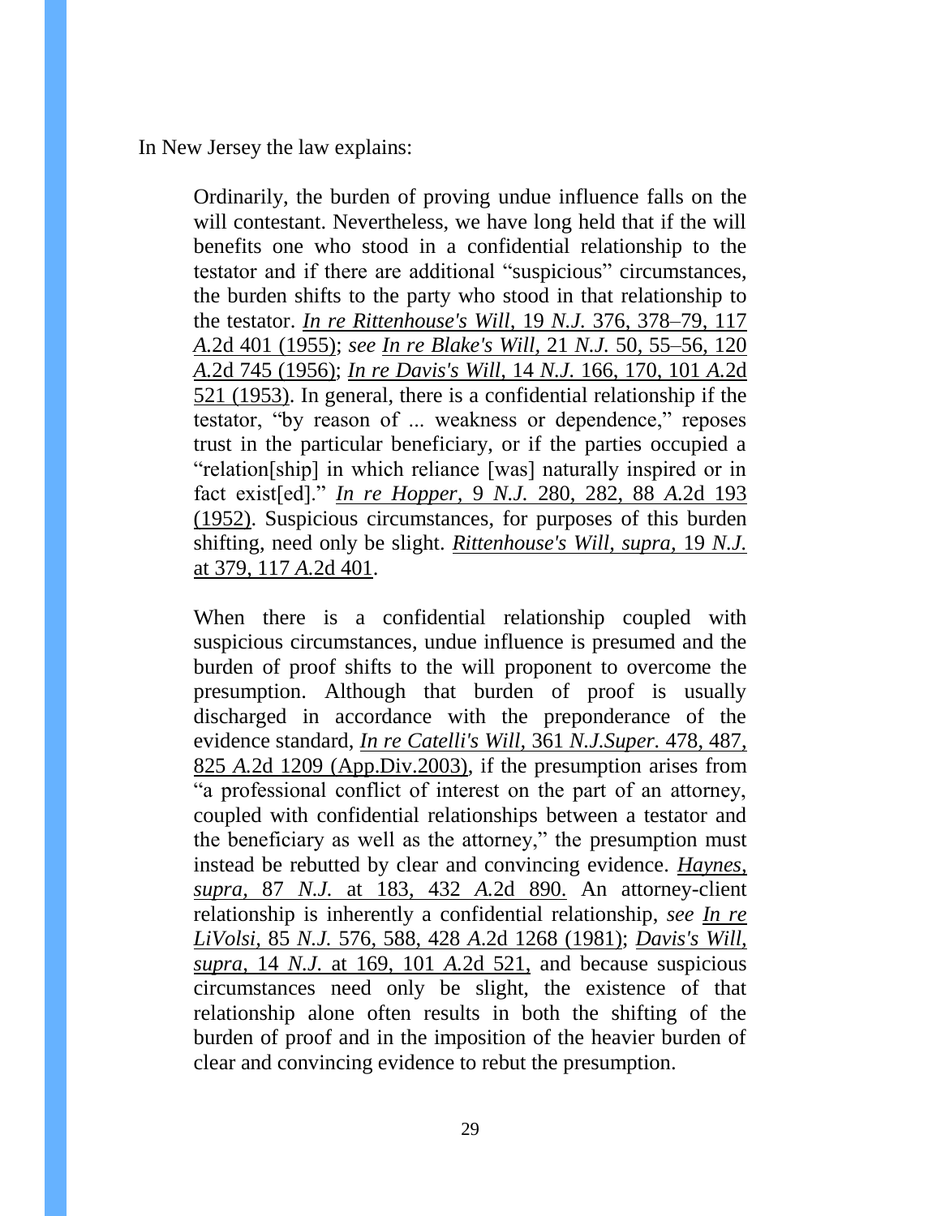In New Jersey the law explains:

> Ordinarily, the burden of proving undue influence falls on the will contestant. Nevertheless, we have long held that if the will benefits one who stood in a confidential relationship to the testator and if there are additional "suspicious" circumstances, the burden shifts to the party who stood in that relationship to the testator. *In re Rittenhouse's Will,* 19 *N.J.* 376, 378–79, 117 *A.*2d 401 (1955); *see In re Blake's Will,* 21 *N.J.* 50, 55–56, 120 *A.*2d 745 (1956); *In re Davis's Will*, 14 *N.J.* 166, 170, 101 *A.*2d 521 (1953). In general, there is a confidential relationship if the testator, "by reason of ... weakness or dependence," reposes trust in the particular beneficiary, or if the parties occupied a "relation[ship] in which reliance [was] naturally inspired or in fact exist[ed]." *In re Hopper,* 9 *N.J.* 280, 282, 88 *A.*2d 193 (1952). Suspicious circumstances, for purposes of this burden shifting, need only be slight. *Rittenhouse's Will, supra,* 19 *N.J.* at 379, 117 *A.*2d 401.
>
> When there is a confidential relationship coupled with suspicious circumstances, undue influence is presumed and the burden of proof shifts to the will proponent to overcome the presumption. Although that burden of proof is usually discharged in accordance with the preponderance of the evidence standard, *In re Catelli's Will,* 361 *N.J.Super.* 478, 487, 825 *A.*2d 1209 (App.Div.2003), if the presumption arises from "a professional conflict of interest on the part of an attorney, coupled with confidential relationships between a testator and the beneficiary as well as the attorney," the presumption must instead be rebutted by clear and convincing evidence. *Haynes, supra,* 87 *N.J.* at 183, 432 *A.*2d 890. An attorney-client relationship is inherently a confidential relationship, *see In re LiVolsi,* 85 *N.J.* 576, 588, 428 *A.*2d 1268 (1981); *Davis's Will, supra*, 14 *N.J.* at 169, 101 *A.*2d 521, and because suspicious circumstances need only be slight, the existence of that relationship alone often results in both the shifting of the burden of proof and in the imposition of the heavier burden of clear and convincing evidence to rebut the presumption.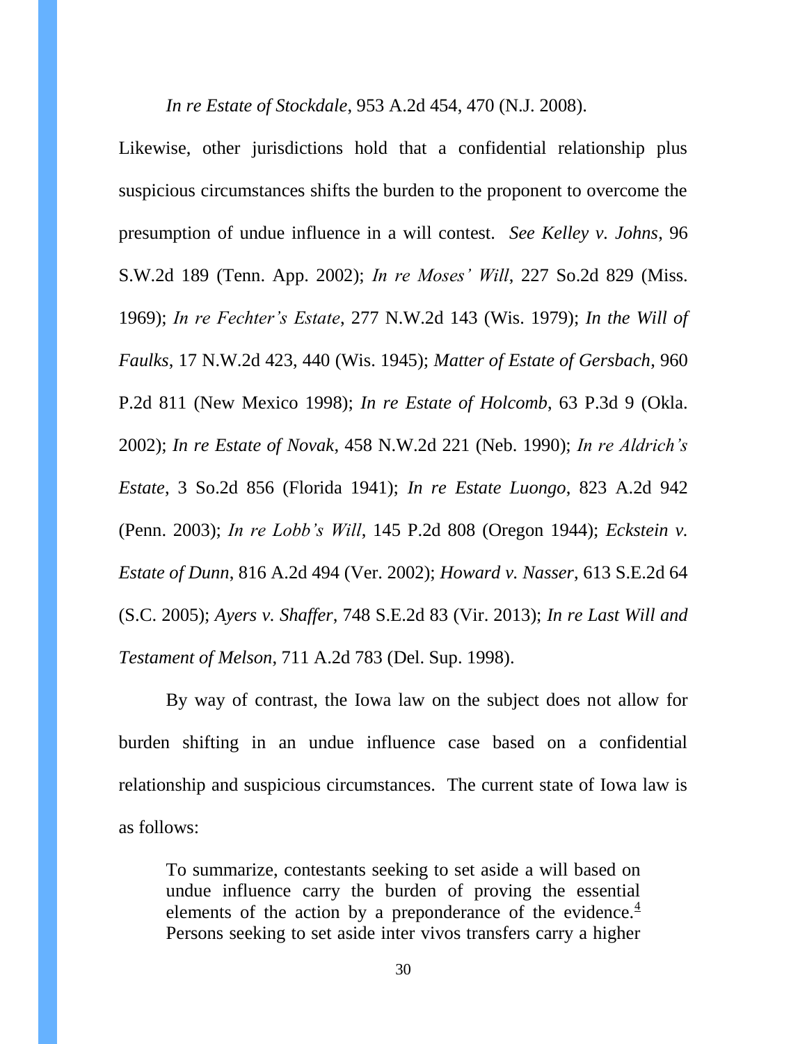*In re Estate of Stockdale*, 953 A.2d 454, 470 (N.J. 2008).

Likewise, other jurisdictions hold that a confidential relationship plus suspicious circumstances shifts the burden to the proponent to overcome the presumption of undue influence in a will contest. *See Kelley v. Johns*, 96 S.W.2d 189 (Tenn. App. 2002); *In re Moses' Will*, 227 So.2d 829 (Miss. 1969); *In re Fechter's Estate*, 277 N.W.2d 143 (Wis. 1979); *In the Will of Faulks*, 17 N.W.2d 423, 440 (Wis. 1945); *Matter of Estate of Gersbach*, 960 P.2d 811 (New Mexico 1998); *In re Estate of Holcomb*, 63 P.3d 9 (Okla. 2002); *In re Estate of Novak*, 458 N.W.2d 221 (Neb. 1990); *In re Aldrich's Estate*, 3 So.2d 856 (Florida 1941); *In re Estate Luongo*, 823 A.2d 942 (Penn. 2003); *In re Lobb's Will*, 145 P.2d 808 (Oregon 1944); *Eckstein v. Estate of Dunn*, 816 A.2d 494 (Ver. 2002); *Howard v. Nasser*, 613 S.E.2d 64 (S.C. 2005); *Ayers v. Shaffer*, 748 S.E.2d 83 (Vir. 2013); *In re Last Will and Testament of Melson*, 711 A.2d 783 (Del. Sup. 1998).

By way of contrast, the Iowa law on the subject does not allow for burden shifting in an undue influence case based on a confidential relationship and suspicious circumstances. The current state of Iowa law is as follows:

> To summarize, contestants seeking to set aside a will based on undue influence carry the burden of proving the essential elements of the action by a preponderance of the evidence.[4] Persons seeking to set aside inter vivos transfers carry a higher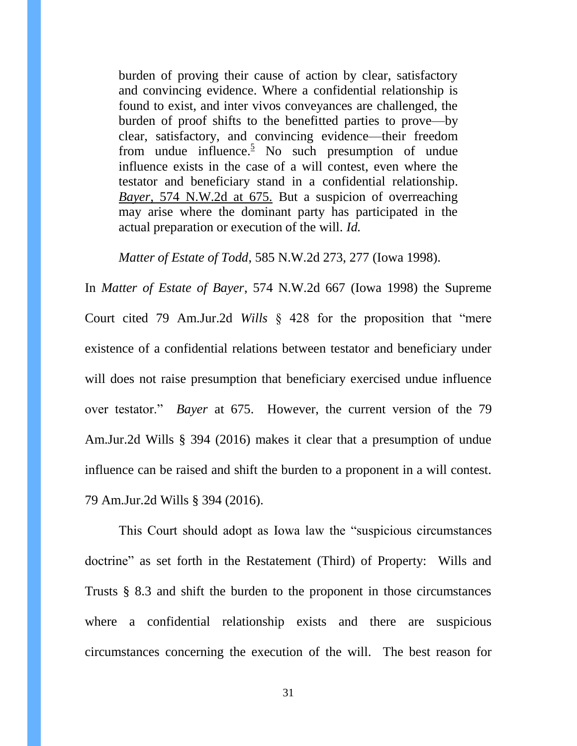> burden of proving their cause of action by clear, satisfactory and convincing evidence. Where a confidential relationship is found to exist, and inter vivos conveyances are challenged, the burden of proof shifts to the benefitted parties to prove—by clear, satisfactory, and convincing evidence—their freedom from undue influence.[5] No such presumption of undue influence exists in the case of a will contest, even where the testator and beneficiary stand in a confidential relationship. *Bayer*, 574 N.W.2d at 675. But a suspicion of overreaching may arise where the dominant party has participated in the actual preparation or execution of the will. *Id.*
>
> *Matter of Estate of Todd*, 585 N.W.2d 273, 277 (Iowa 1998).

In *Matter of Estate of Bayer*, 574 N.W.2d 667 (Iowa 1998) the Supreme Court cited 79 Am.Jur.2d *Wills* § 428 for the proposition that "mere existence of a confidential relations between testator and beneficiary under will does not raise presumption that beneficiary exercised undue influence over testator." *Bayer* at 675. However, the current version of the 79 Am.Jur.2d Wills § 394 (2016) makes it clear that a presumption of undue influence can be raised and shift the burden to a proponent in a will contest. 79 Am.Jur.2d Wills § 394 (2016).

This Court should adopt as Iowa law the "suspicious circumstances doctrine" as set forth in the Restatement (Third) of Property: Wills and Trusts § 8.3 and shift the burden to the proponent in those circumstances where a confidential relationship exists and there are suspicious circumstances concerning the execution of the will. The best reason for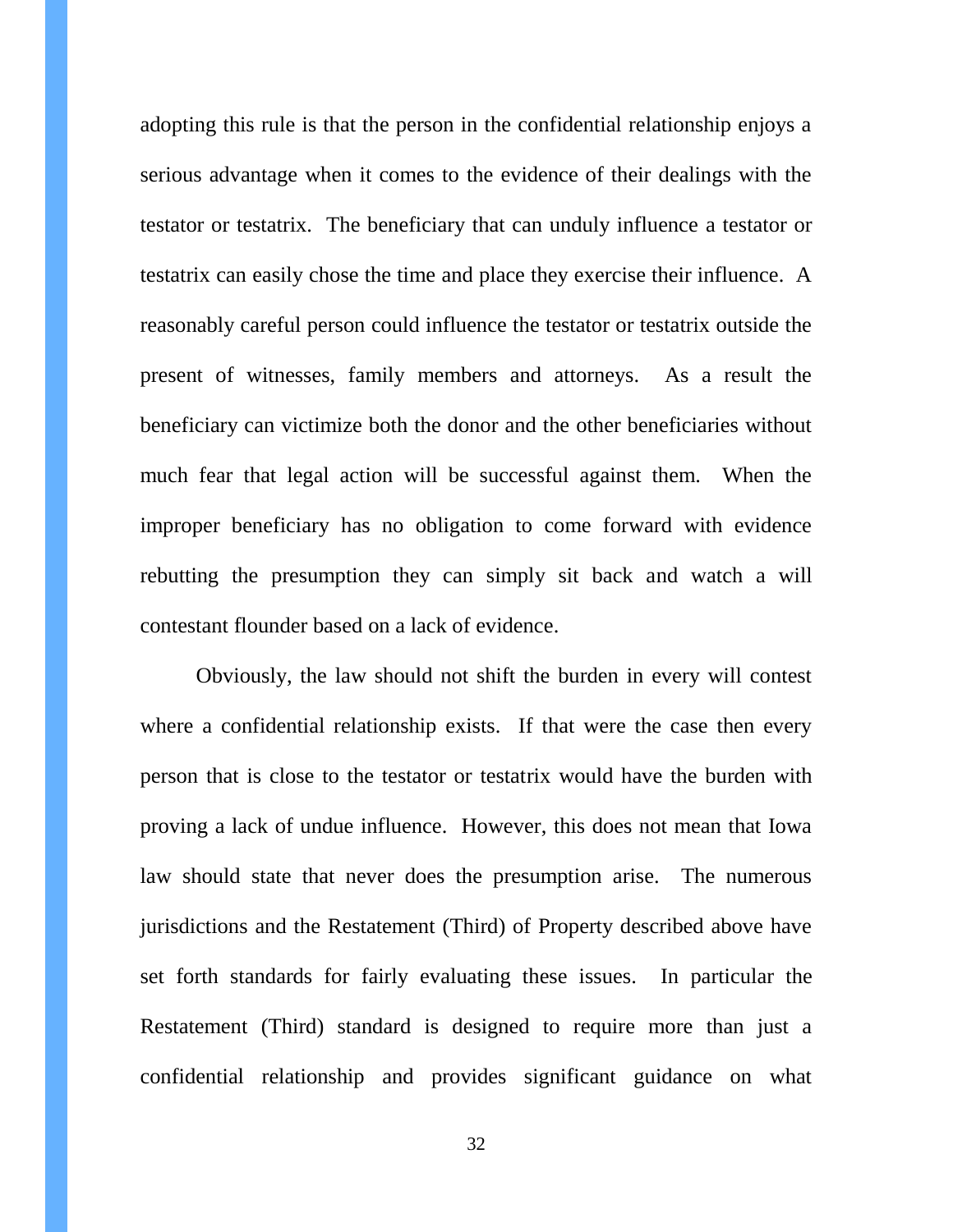adopting this rule is that the person in the confidential relationship enjoys a serious advantage when it comes to the evidence of their dealings with the testator or testatrix. The beneficiary that can unduly influence a testator or testatrix can easily chose the time and place they exercise their influence. A reasonably careful person could influence the testator or testatrix outside the present of witnesses, family members and attorneys. As a result the beneficiary can victimize both the donor and the other beneficiaries without much fear that legal action will be successful against them. When the improper beneficiary has no obligation to come forward with evidence rebutting the presumption they can simply sit back and watch a will contestant flounder based on a lack of evidence.

Obviously, the law should not shift the burden in every will contest where a confidential relationship exists. If that were the case then every person that is close to the testator or testatrix would have the burden with proving a lack of undue influence. However, this does not mean that Iowa law should state that never does the presumption arise. The numerous jurisdictions and the Restatement (Third) of Property described above have set forth standards for fairly evaluating these issues. In particular the Restatement (Third) standard is designed to require more than just a confidential relationship and provides significant guidance on what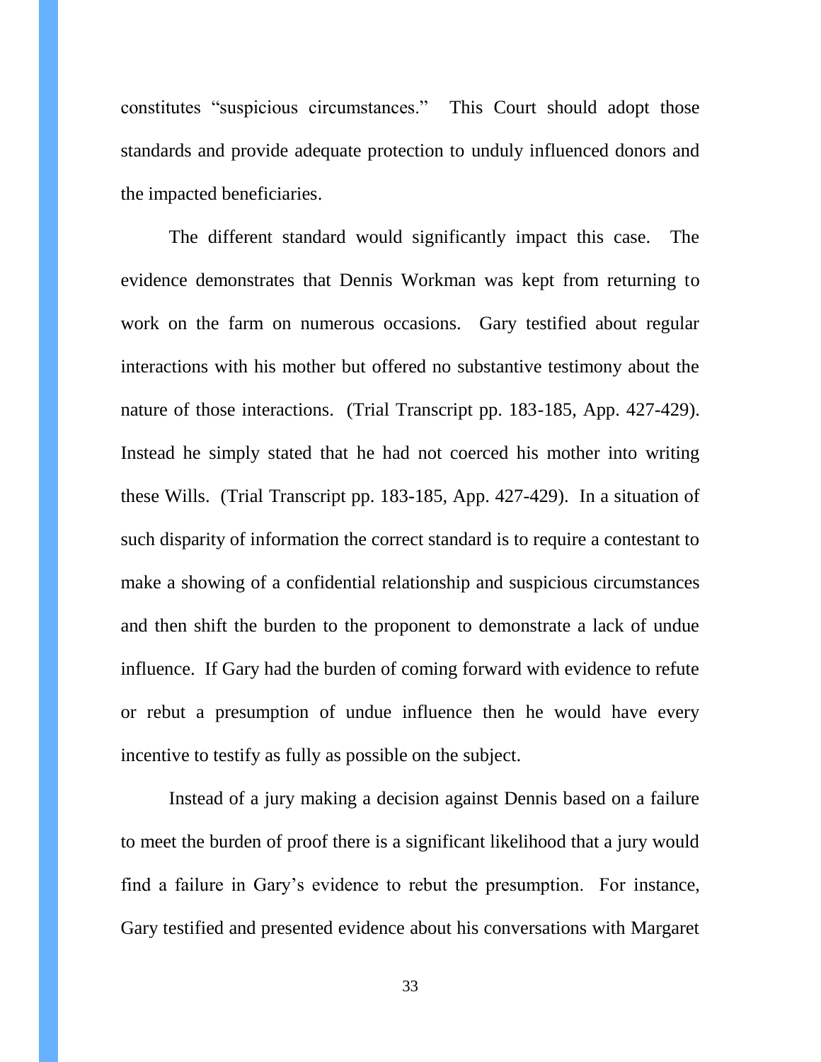constitutes "suspicious circumstances." This Court should adopt those standards and provide adequate protection to unduly influenced donors and the impacted beneficiaries.

The different standard would significantly impact this case. The evidence demonstrates that Dennis Workman was kept from returning to work on the farm on numerous occasions. Gary testified about regular interactions with his mother but offered no substantive testimony about the nature of those interactions. (Trial Transcript pp. 183-185, App. 427-429). Instead he simply stated that he had not coerced his mother into writing these Wills. (Trial Transcript pp. 183-185, App. 427-429). In a situation of such disparity of information the correct standard is to require a contestant to make a showing of a confidential relationship and suspicious circumstances and then shift the burden to the proponent to demonstrate a lack of undue influence. If Gary had the burden of coming forward with evidence to refute or rebut a presumption of undue influence then he would have every incentive to testify as fully as possible on the subject.

Instead of a jury making a decision against Dennis based on a failure to meet the burden of proof there is a significant likelihood that a jury would find a failure in Gary's evidence to rebut the presumption. For instance, Gary testified and presented evidence about his conversations with Margaret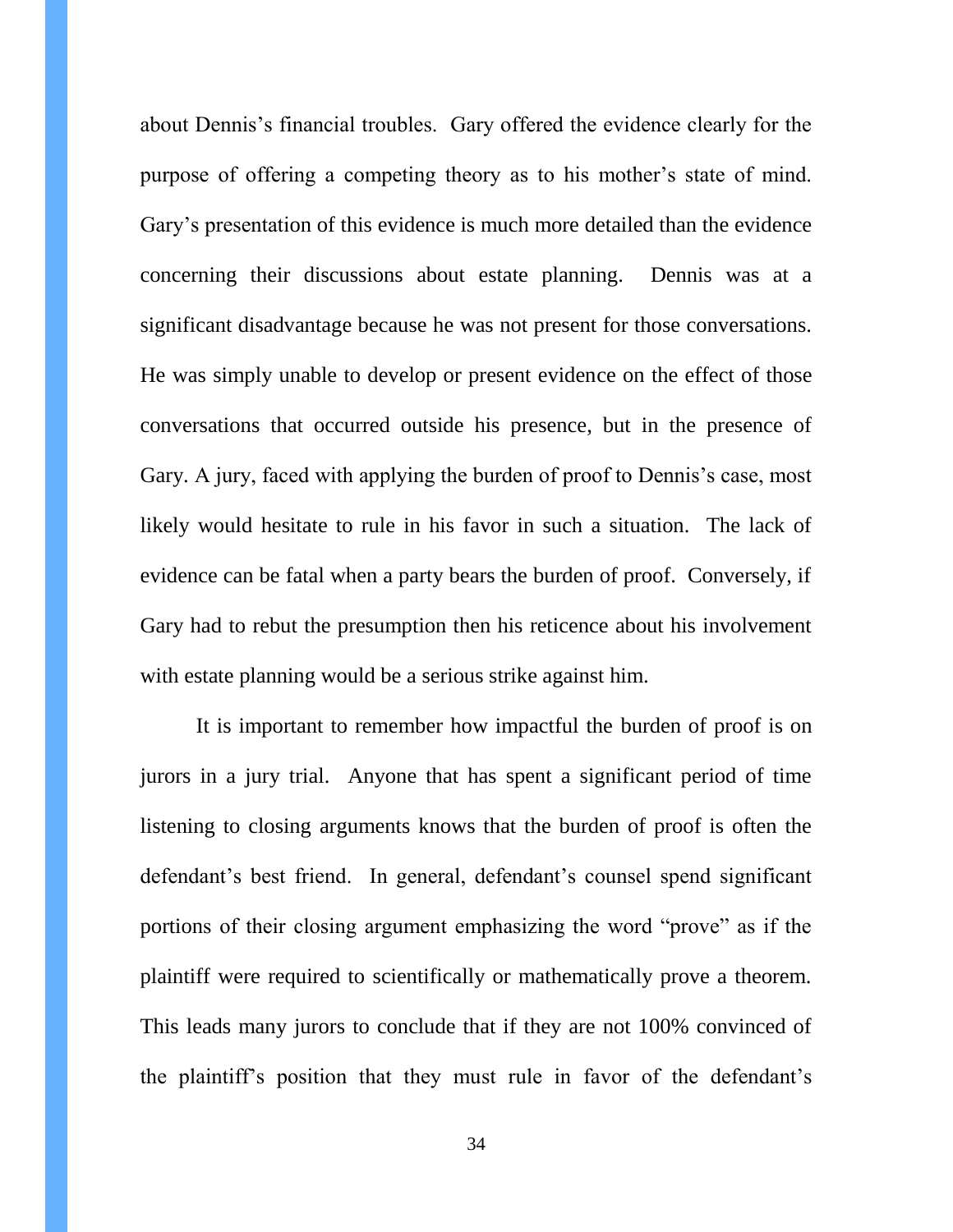about Dennis's financial troubles. Gary offered the evidence clearly for the purpose of offering a competing theory as to his mother's state of mind. Gary's presentation of this evidence is much more detailed than the evidence concerning their discussions about estate planning. Dennis was at a significant disadvantage because he was not present for those conversations. He was simply unable to develop or present evidence on the effect of those conversations that occurred outside his presence, but in the presence of Gary. A jury, faced with applying the burden of proof to Dennis's case, most likely would hesitate to rule in his favor in such a situation. The lack of evidence can be fatal when a party bears the burden of proof. Conversely, if Gary had to rebut the presumption then his reticence about his involvement with estate planning would be a serious strike against him.

It is important to remember how impactful the burden of proof is on jurors in a jury trial. Anyone that has spent a significant period of time listening to closing arguments knows that the burden of proof is often the defendant's best friend. In general, defendant's counsel spend significant portions of their closing argument emphasizing the word "prove" as if the plaintiff were required to scientifically or mathematically prove a theorem. This leads many jurors to conclude that if they are not 100% convinced of the plaintiff's position that they must rule in favor of the defendant's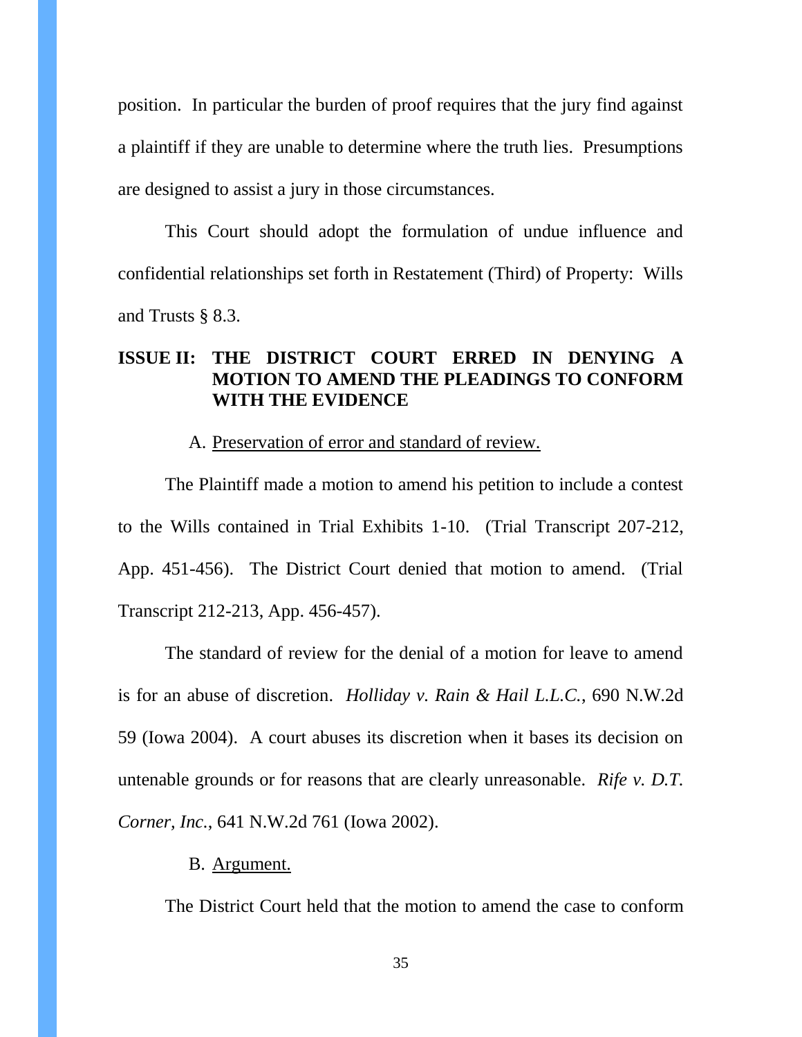position. In particular the burden of proof requires that the jury find against a plaintiff if they are unable to determine where the truth lies. Presumptions are designed to assist a jury in those circumstances.

This Court should adopt the formulation of undue influence and confidential relationships set forth in Restatement (Third) of Property: Wills and Trusts § 8.3.

## ISSUE II: THE DISTRICT COURT ERRED IN DENYING A MOTION TO AMEND THE PLEADINGS TO CONFORM WITH THE EVIDENCE

### A. Preservation of error and standard of review.

The Plaintiff made a motion to amend his petition to include a contest to the Wills contained in Trial Exhibits 1-10. (Trial Transcript 207-212, App. 451-456). The District Court denied that motion to amend. (Trial Transcript 212-213, App. 456-457).

The standard of review for the denial of a motion for leave to amend is for an abuse of discretion. *Holliday v. Rain & Hail L.L.C.*, 690 N.W.2d 59 (Iowa 2004). A court abuses its discretion when it bases its decision on untenable grounds or for reasons that are clearly unreasonable. *Rife v. D.T. Corner, Inc.*, 641 N.W.2d 761 (Iowa 2002).

### B. Argument.

The District Court held that the motion to amend the case to conform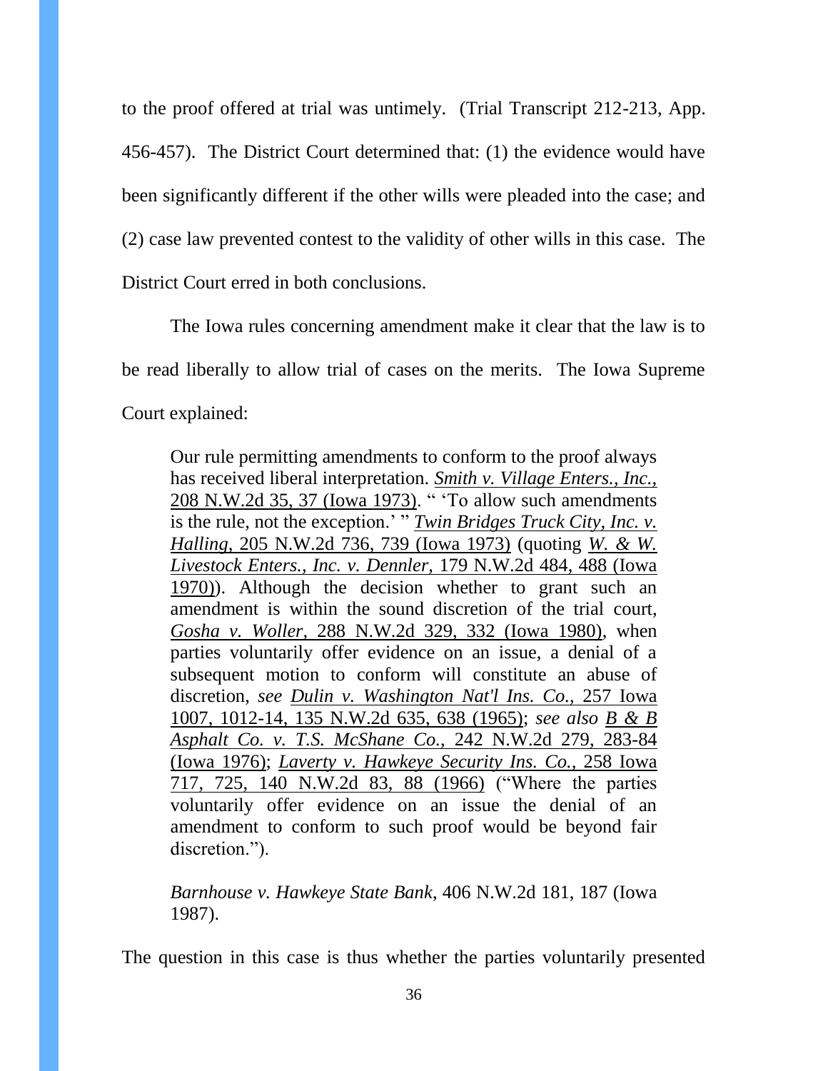to the proof offered at trial was untimely. (Trial Transcript 212-213, App. 456-457). The District Court determined that: (1) the evidence would have been significantly different if the other wills were pleaded into the case; and (2) case law prevented contest to the validity of other wills in this case. The District Court erred in both conclusions.

The Iowa rules concerning amendment make it clear that the law is to be read liberally to allow trial of cases on the merits. The Iowa Supreme Court explained:

> Our rule permitting amendments to conform to the proof always has received liberal interpretation. *Smith v. Village Enters., Inc.,* 208 N.W.2d 35, 37 (Iowa 1973). " 'To allow such amendments is the rule, not the exception.' " *Twin Bridges Truck City, Inc. v. Halling*, 205 N.W.2d 736, 739 (Iowa 1973) (quoting *W. & W. Livestock Enters., Inc. v. Dennler,* 179 N.W.2d 484, 488 (Iowa 1970)). Although the decision whether to grant such an amendment is within the sound discretion of the trial court, *Gosha v. Woller*, 288 N.W.2d 329, 332 (Iowa 1980), when parties voluntarily offer evidence on an issue, a denial of a subsequent motion to conform will constitute an abuse of discretion, *see Dulin v. Washington Nat'l Ins. Co.,* 257 Iowa 1007, 1012-14, 135 N.W.2d 635, 638 (1965); *see also B & B Asphalt Co. v. T.S. McShane Co.,* 242 N.W.2d 279, 283-84 (Iowa 1976); *Laverty v. Hawkeye Security Ins. Co.*, 258 Iowa 717, 725, 140 N.W.2d 83, 88 (1966) ("Where the parties voluntarily offer evidence on an issue the denial of an amendment to conform to such proof would be beyond fair discretion.").
>
> *Barnhouse v. Hawkeye State Bank*, 406 N.W.2d 181, 187 (Iowa 1987).

The question in this case is thus whether the parties voluntarily presented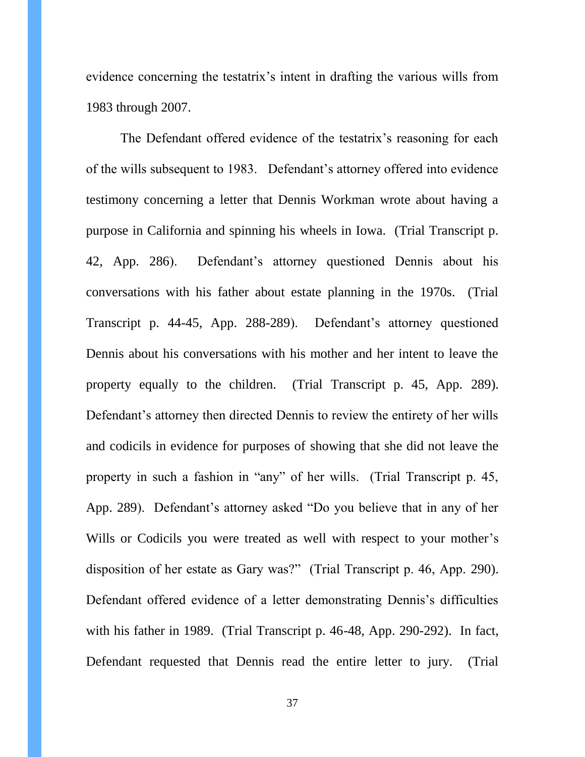evidence concerning the testatrix's intent in drafting the various wills from 1983 through 2007.

The Defendant offered evidence of the testatrix's reasoning for each of the wills subsequent to 1983. Defendant's attorney offered into evidence testimony concerning a letter that Dennis Workman wrote about having a purpose in California and spinning his wheels in Iowa. (Trial Transcript p. 42, App. 286). Defendant's attorney questioned Dennis about his conversations with his father about estate planning in the 1970s. (Trial Transcript p. 44-45, App. 288-289). Defendant's attorney questioned Dennis about his conversations with his mother and her intent to leave the property equally to the children. (Trial Transcript p. 45, App. 289). Defendant's attorney then directed Dennis to review the entirety of her wills and codicils in evidence for purposes of showing that she did not leave the property in such a fashion in "any" of her wills. (Trial Transcript p. 45, App. 289). Defendant's attorney asked "Do you believe that in any of her Wills or Codicils you were treated as well with respect to your mother's disposition of her estate as Gary was?" (Trial Transcript p. 46, App. 290). Defendant offered evidence of a letter demonstrating Dennis's difficulties with his father in 1989. (Trial Transcript p. 46-48, App. 290-292). In fact, Defendant requested that Dennis read the entire letter to jury. (Trial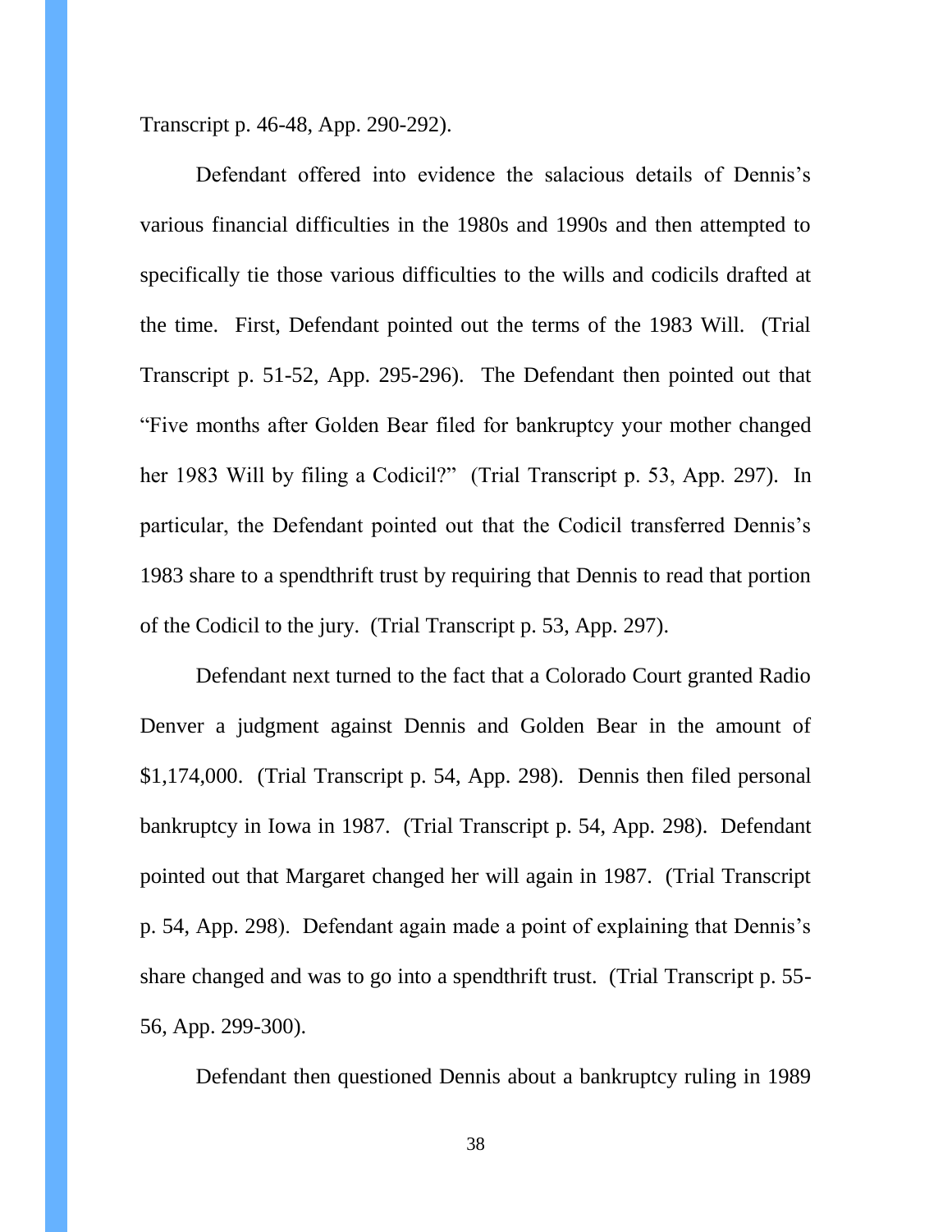Transcript p. 46-48, App. 290-292).

Defendant offered into evidence the salacious details of Dennis's various financial difficulties in the 1980s and 1990s and then attempted to specifically tie those various difficulties to the wills and codicils drafted at the time. First, Defendant pointed out the terms of the 1983 Will. (Trial Transcript p. 51-52, App. 295-296). The Defendant then pointed out that "Five months after Golden Bear filed for bankruptcy your mother changed her 1983 Will by filing a Codicil?" (Trial Transcript p. 53, App. 297). In particular, the Defendant pointed out that the Codicil transferred Dennis's 1983 share to a spendthrift trust by requiring that Dennis to read that portion of the Codicil to the jury. (Trial Transcript p. 53, App. 297).

Defendant next turned to the fact that a Colorado Court granted Radio Denver a judgment against Dennis and Golden Bear in the amount of $1,174,000. (Trial Transcript p. 54, App. 298). Dennis then filed personal bankruptcy in Iowa in 1987. (Trial Transcript p. 54, App. 298). Defendant pointed out that Margaret changed her will again in 1987. (Trial Transcript p. 54, App. 298). Defendant again made a point of explaining that Dennis's share changed and was to go into a spendthrift trust. (Trial Transcript p. 55-56, App. 299-300).

Defendant then questioned Dennis about a bankruptcy ruling in 1989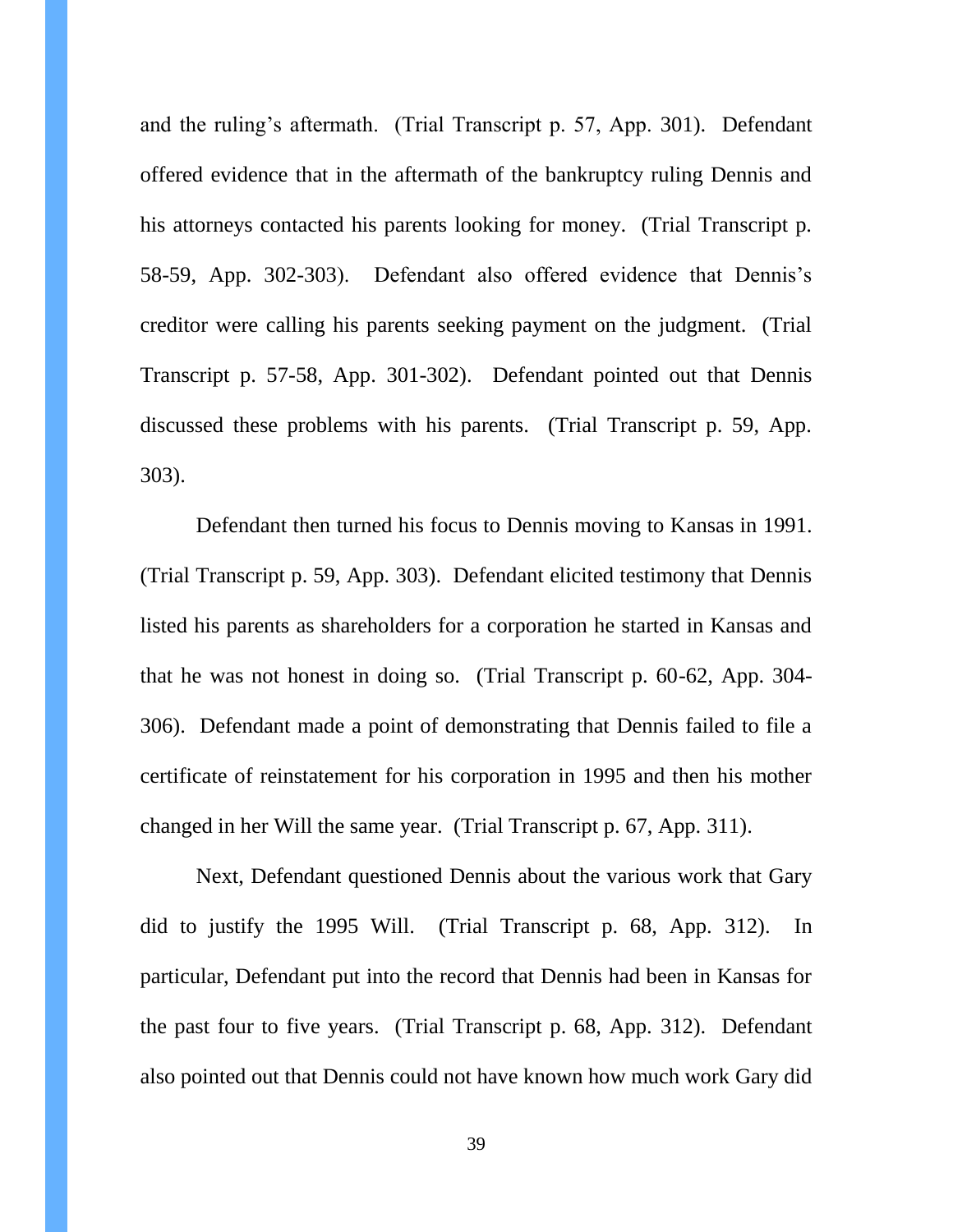and the ruling's aftermath. (Trial Transcript p. 57, App. 301). Defendant offered evidence that in the aftermath of the bankruptcy ruling Dennis and his attorneys contacted his parents looking for money. (Trial Transcript p. 58-59, App. 302-303). Defendant also offered evidence that Dennis's creditor were calling his parents seeking payment on the judgment. (Trial Transcript p. 57-58, App. 301-302). Defendant pointed out that Dennis discussed these problems with his parents. (Trial Transcript p. 59, App. 303).

Defendant then turned his focus to Dennis moving to Kansas in 1991. (Trial Transcript p. 59, App. 303). Defendant elicited testimony that Dennis listed his parents as shareholders for a corporation he started in Kansas and that he was not honest in doing so. (Trial Transcript p. 60-62, App. 304-306). Defendant made a point of demonstrating that Dennis failed to file a certificate of reinstatement for his corporation in 1995 and then his mother changed in her Will the same year. (Trial Transcript p. 67, App. 311).

Next, Defendant questioned Dennis about the various work that Gary did to justify the 1995 Will. (Trial Transcript p. 68, App. 312). In particular, Defendant put into the record that Dennis had been in Kansas for the past four to five years. (Trial Transcript p. 68, App. 312). Defendant also pointed out that Dennis could not have known how much work Gary did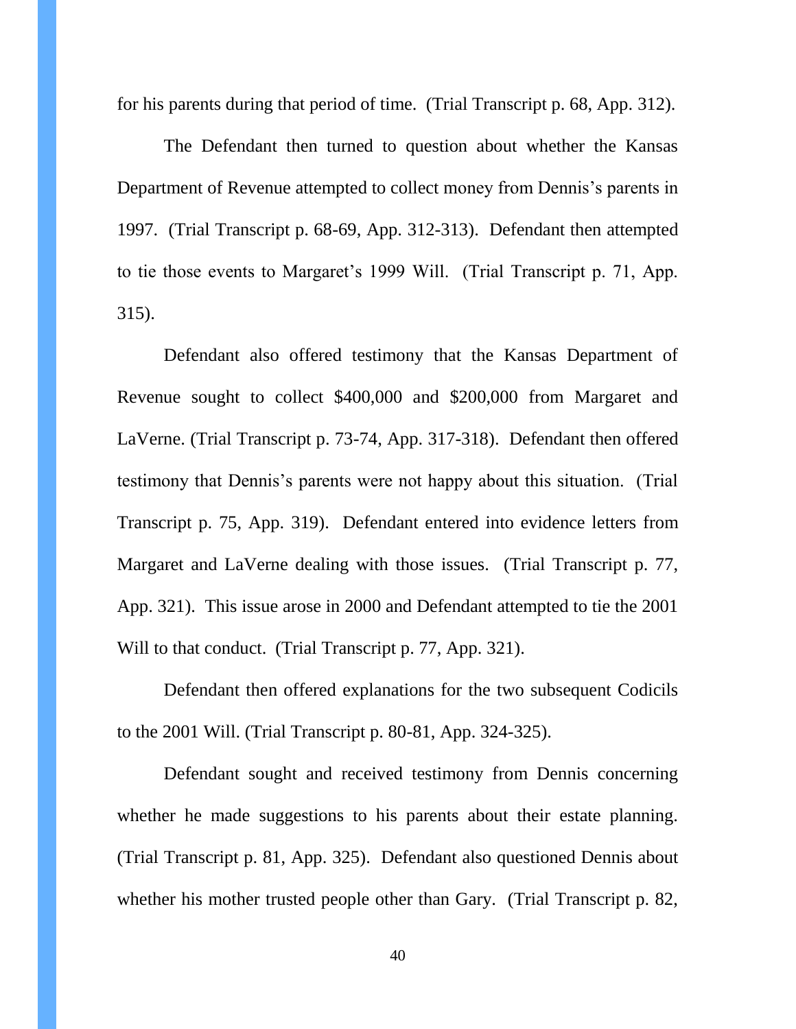for his parents during that period of time. (Trial Transcript p. 68, App. 312).

The Defendant then turned to question about whether the Kansas Department of Revenue attempted to collect money from Dennis's parents in 1997. (Trial Transcript p. 68-69, App. 312-313). Defendant then attempted to tie those events to Margaret's 1999 Will. (Trial Transcript p. 71, App. 315).

Defendant also offered testimony that the Kansas Department of Revenue sought to collect $400,000 and $200,000 from Margaret and LaVerne. (Trial Transcript p. 73-74, App. 317-318). Defendant then offered testimony that Dennis's parents were not happy about this situation. (Trial Transcript p. 75, App. 319). Defendant entered into evidence letters from Margaret and LaVerne dealing with those issues. (Trial Transcript p. 77, App. 321). This issue arose in 2000 and Defendant attempted to tie the 2001 Will to that conduct. (Trial Transcript p. 77, App. 321).

Defendant then offered explanations for the two subsequent Codicils to the 2001 Will. (Trial Transcript p. 80-81, App. 324-325).

Defendant sought and received testimony from Dennis concerning whether he made suggestions to his parents about their estate planning. (Trial Transcript p. 81, App. 325). Defendant also questioned Dennis about whether his mother trusted people other than Gary. (Trial Transcript p. 82,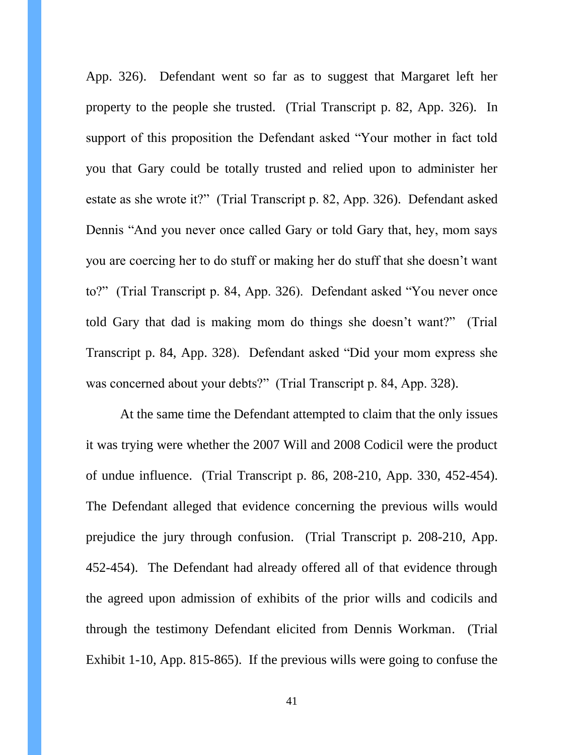App. 326). Defendant went so far as to suggest that Margaret left her property to the people she trusted. (Trial Transcript p. 82, App. 326). In support of this proposition the Defendant asked "Your mother in fact told you that Gary could be totally trusted and relied upon to administer her estate as she wrote it?" (Trial Transcript p. 82, App. 326). Defendant asked Dennis "And you never once called Gary or told Gary that, hey, mom says you are coercing her to do stuff or making her do stuff that she doesn't want to?" (Trial Transcript p. 84, App. 326). Defendant asked "You never once told Gary that dad is making mom do things she doesn't want?" (Trial Transcript p. 84, App. 328). Defendant asked "Did your mom express she was concerned about your debts?" (Trial Transcript p. 84, App. 328).

At the same time the Defendant attempted to claim that the only issues it was trying were whether the 2007 Will and 2008 Codicil were the product of undue influence. (Trial Transcript p. 86, 208-210, App. 330, 452-454). The Defendant alleged that evidence concerning the previous wills would prejudice the jury through confusion. (Trial Transcript p. 208-210, App. 452-454). The Defendant had already offered all of that evidence through the agreed upon admission of exhibits of the prior wills and codicils and through the testimony Defendant elicited from Dennis Workman. (Trial Exhibit 1-10, App. 815-865). If the previous wills were going to confuse the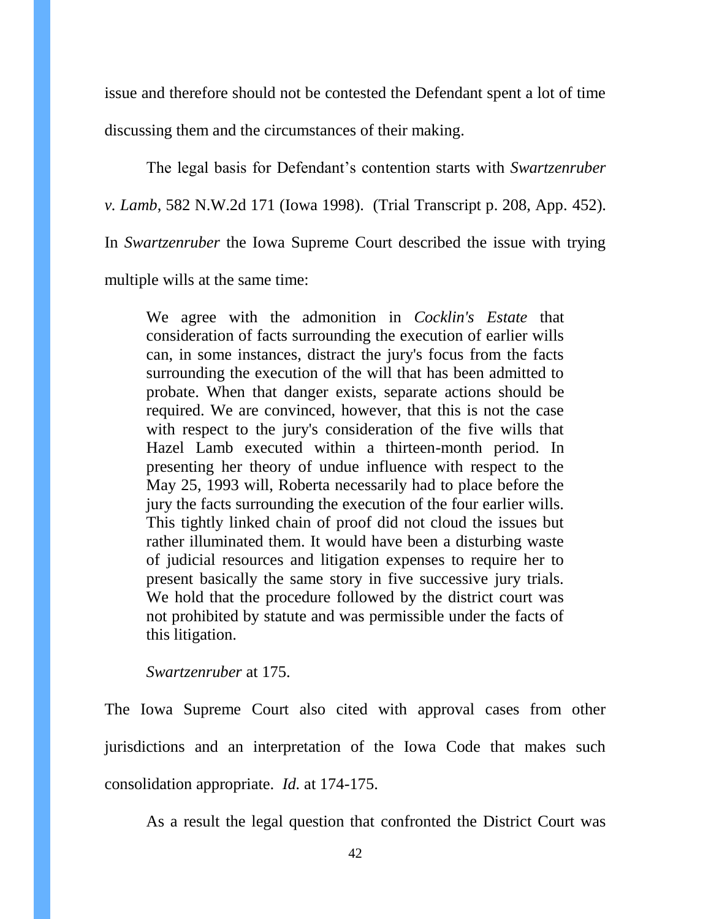issue and therefore should not be contested the Defendant spent a lot of time discussing them and the circumstances of their making.

The legal basis for Defendant's contention starts with *Swartzenruber v. Lamb*, 582 N.W.2d 171 (Iowa 1998). (Trial Transcript p. 208, App. 452). In *Swartzenruber* the Iowa Supreme Court described the issue with trying multiple wills at the same time:

> We agree with the admonition in *Cocklin's Estate* that consideration of facts surrounding the execution of earlier wills can, in some instances, distract the jury's focus from the facts surrounding the execution of the will that has been admitted to probate. When that danger exists, separate actions should be required. We are convinced, however, that this is not the case with respect to the jury's consideration of the five wills that Hazel Lamb executed within a thirteen-month period. In presenting her theory of undue influence with respect to the May 25, 1993 will, Roberta necessarily had to place before the jury the facts surrounding the execution of the four earlier wills. This tightly linked chain of proof did not cloud the issues but rather illuminated them. It would have been a disturbing waste of judicial resources and litigation expenses to require her to present basically the same story in five successive jury trials. We hold that the procedure followed by the district court was not prohibited by statute and was permissible under the facts of this litigation.
>
> *Swartzenruber* at 175.

The Iowa Supreme Court also cited with approval cases from other jurisdictions and an interpretation of the Iowa Code that makes such consolidation appropriate. *Id.* at 174-175.

As a result the legal question that confronted the District Court was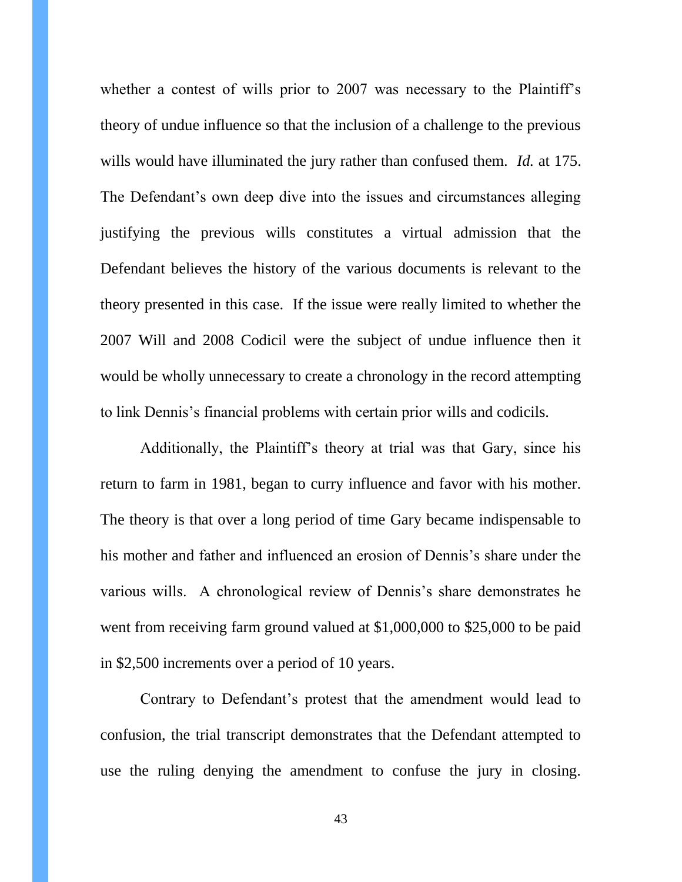whether a contest of wills prior to 2007 was necessary to the Plaintiff's theory of undue influence so that the inclusion of a challenge to the previous wills would have illuminated the jury rather than confused them. *Id.* at 175. The Defendant's own deep dive into the issues and circumstances alleging justifying the previous wills constitutes a virtual admission that the Defendant believes the history of the various documents is relevant to the theory presented in this case. If the issue were really limited to whether the 2007 Will and 2008 Codicil were the subject of undue influence then it would be wholly unnecessary to create a chronology in the record attempting to link Dennis's financial problems with certain prior wills and codicils.

Additionally, the Plaintiff's theory at trial was that Gary, since his return to farm in 1981, began to curry influence and favor with his mother. The theory is that over a long period of time Gary became indispensable to his mother and father and influenced an erosion of Dennis's share under the various wills. A chronological review of Dennis's share demonstrates he went from receiving farm ground valued at $1,000,000 to $25,000 to be paid in $2,500 increments over a period of 10 years.

Contrary to Defendant's protest that the amendment would lead to confusion, the trial transcript demonstrates that the Defendant attempted to use the ruling denying the amendment to confuse the jury in closing.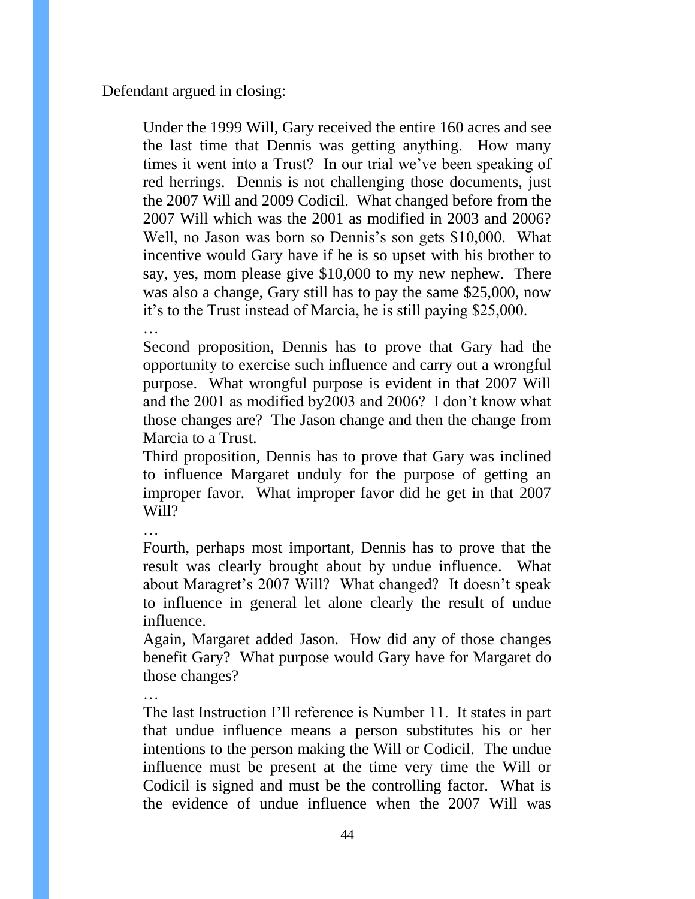Defendant argued in closing:

> Under the 1999 Will, Gary received the entire 160 acres and see the last time that Dennis was getting anything. How many times it went into a Trust? In our trial we've been speaking of red herrings. Dennis is not challenging those documents, just the 2007 Will and 2009 Codicil. What changed before from the 2007 Will which was the 2001 as modified in 2003 and 2006? Well, no Jason was born so Dennis's son gets $10,000. What incentive would Gary have if he is so upset with his brother to say, yes, mom please give $10,000 to my new nephew. There was also a change, Gary still has to pay the same $25,000, now it's to the Trust instead of Marcia, he is still paying $25,000.
>
> …
>
> Second proposition, Dennis has to prove that Gary had the opportunity to exercise such influence and carry out a wrongful purpose. What wrongful purpose is evident in that 2007 Will and the 2001 as modified by2003 and 2006? I don't know what those changes are? The Jason change and then the change from Marcia to a Trust.
>
> Third proposition, Dennis has to prove that Gary was inclined to influence Margaret unduly for the purpose of getting an improper favor. What improper favor did he get in that 2007 Will?
>
> …
>
> Fourth, perhaps most important, Dennis has to prove that the result was clearly brought about by undue influence. What about Maragret's 2007 Will? What changed? It doesn't speak to influence in general let alone clearly the result of undue influence.
>
> Again, Margaret added Jason. How did any of those changes benefit Gary? What purpose would Gary have for Margaret do those changes?
>
> …
>
> The last Instruction I'll reference is Number 11. It states in part that undue influence means a person substitutes his or her intentions to the person making the Will or Codicil. The undue influence must be present at the time very time the Will or Codicil is signed and must be the controlling factor. What is the evidence of undue influence when the 2007 Will was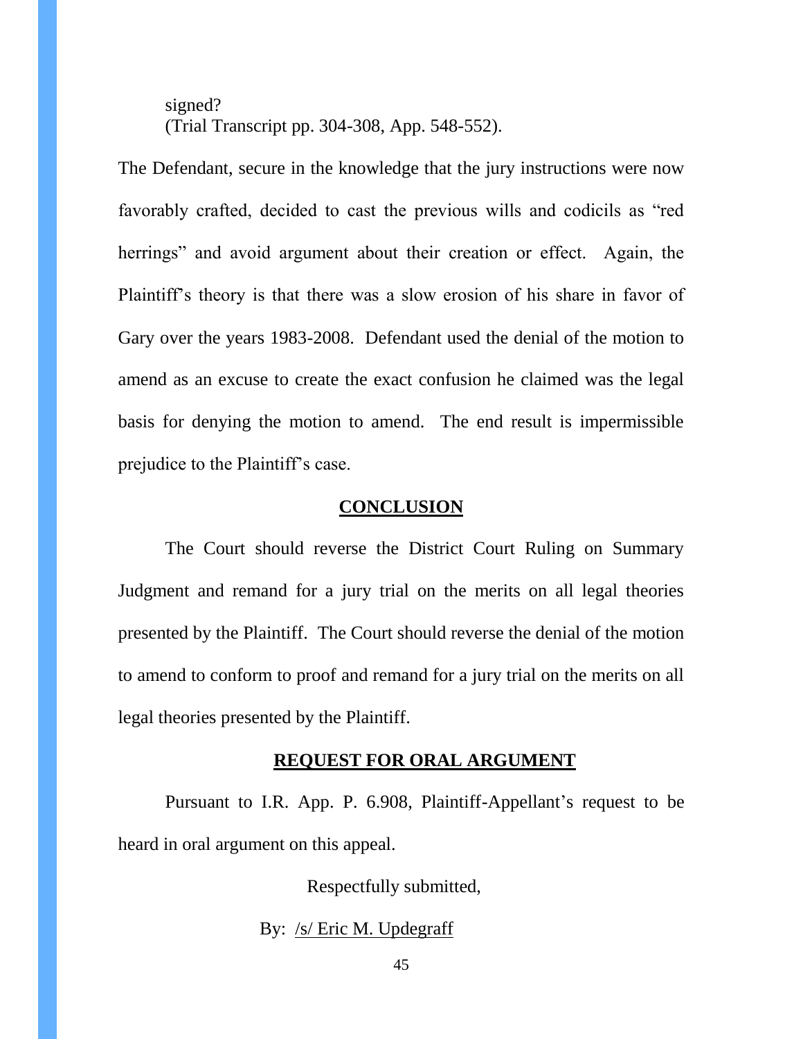signed?
(Trial Transcript pp. 304-308, App. 548-552).

The Defendant, secure in the knowledge that the jury instructions were now favorably crafted, decided to cast the previous wills and codicils as "red herrings" and avoid argument about their creation or effect. Again, the Plaintiff's theory is that there was a slow erosion of his share in favor of Gary over the years 1983-2008. Defendant used the denial of the motion to amend as an excuse to create the exact confusion he claimed was the legal basis for denying the motion to amend. The end result is impermissible prejudice to the Plaintiff's case.

## CONCLUSION

The Court should reverse the District Court Ruling on Summary Judgment and remand for a jury trial on the merits on all legal theories presented by the Plaintiff. The Court should reverse the denial of the motion to amend to conform to proof and remand for a jury trial on the merits on all legal theories presented by the Plaintiff.

## REQUEST FOR ORAL ARGUMENT

Pursuant to I.R. App. P. 6.908, Plaintiff-Appellant's request to be heard in oral argument on this appeal.

Respectfully submitted,

By: /s/ Eric M. Updegraff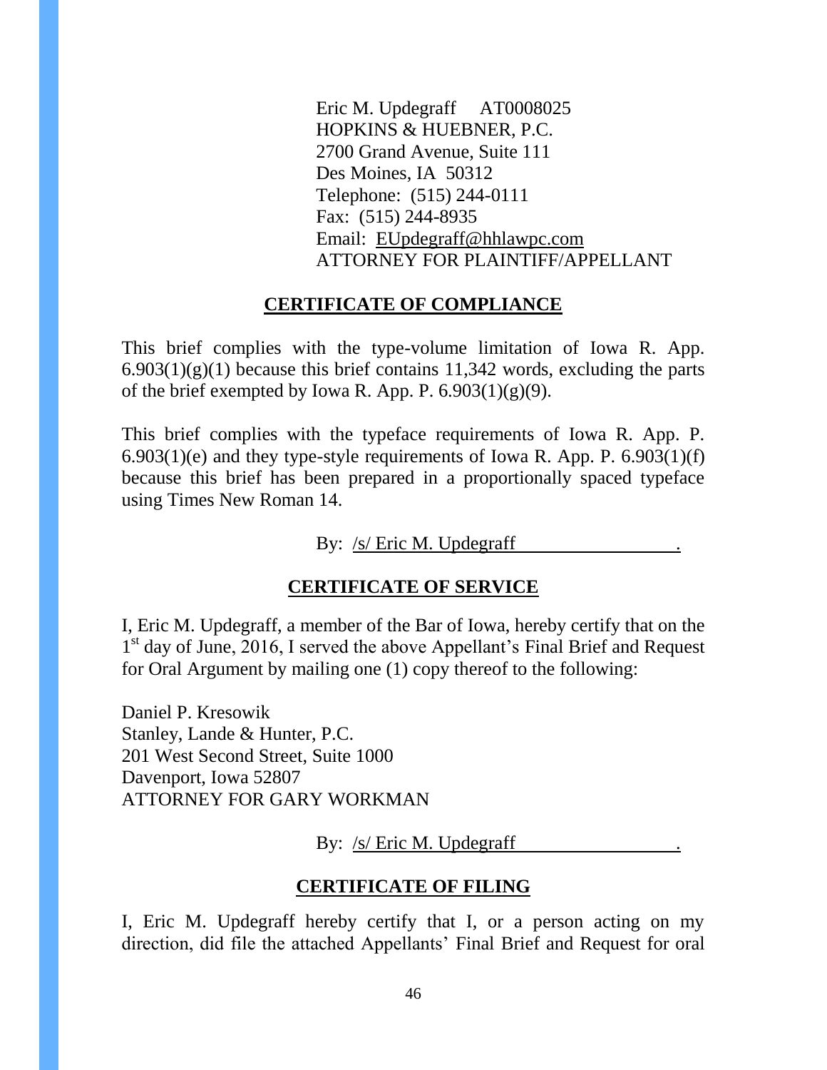Eric M. Updegraff AT0008025
HOPKINS & HUEBNER, P.C.
2700 Grand Avenue, Suite 111
Des Moines, IA 50312
Telephone: (515) 244-0111
Fax: (515) 244-8935
Email: EUpdegraff@hhlawpc.com
ATTORNEY FOR PLAINTIFF/APPELLANT

## CERTIFICATE OF COMPLIANCE

This brief complies with the type-volume limitation of Iowa R. App. 6.903(1)(g)(1) because this brief contains 11,342 words, excluding the parts of the brief exempted by Iowa R. App. P. 6.903(1)(g)(9).

This brief complies with the typeface requirements of Iowa R. App. P. 6.903(1)(e) and they type-style requirements of Iowa R. App. P. 6.903(1)(f) because this brief has been prepared in a proportionally spaced typeface using Times New Roman 14.

By: /s/ Eric M. Updegraff .

## CERTIFICATE OF SERVICE

I, Eric M. Updegraff, a member of the Bar of Iowa, hereby certify that on the 1st day of June, 2016, I served the above Appellant's Final Brief and Request for Oral Argument by mailing one (1) copy thereof to the following:

Daniel P. Kresowik
Stanley, Lande & Hunter, P.C.
201 West Second Street, Suite 1000
Davenport, Iowa 52807
ATTORNEY FOR GARY WORKMAN

By: /s/ Eric M. Updegraff .

## CERTIFICATE OF FILING

I, Eric M. Updegraff hereby certify that I, or a person acting on my direction, did file the attached Appellants' Final Brief and Request for oral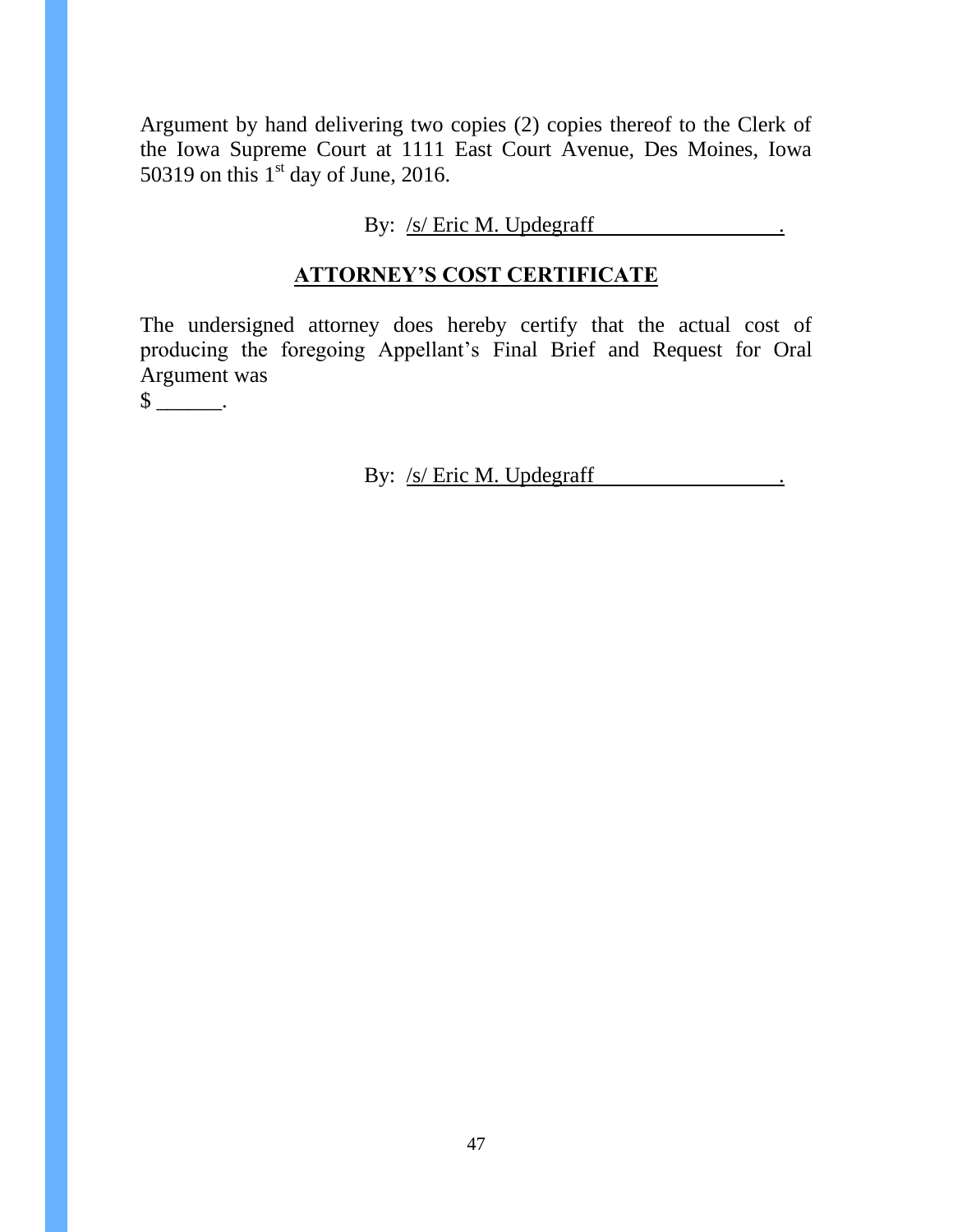Argument by hand delivering two copies (2) copies thereof to the Clerk of the Iowa Supreme Court at 1111 East Court Avenue, Des Moines, Iowa 50319 on this 1st day of June, 2016.

By: /s/ Eric M. Updegraff .

## ATTORNEY'S COST CERTIFICATE

The undersigned attorney does hereby certify that the actual cost of producing the foregoing Appellant's Final Brief and Request for Oral Argument was
$ ______.

By: /s/ Eric M. Updegraff .